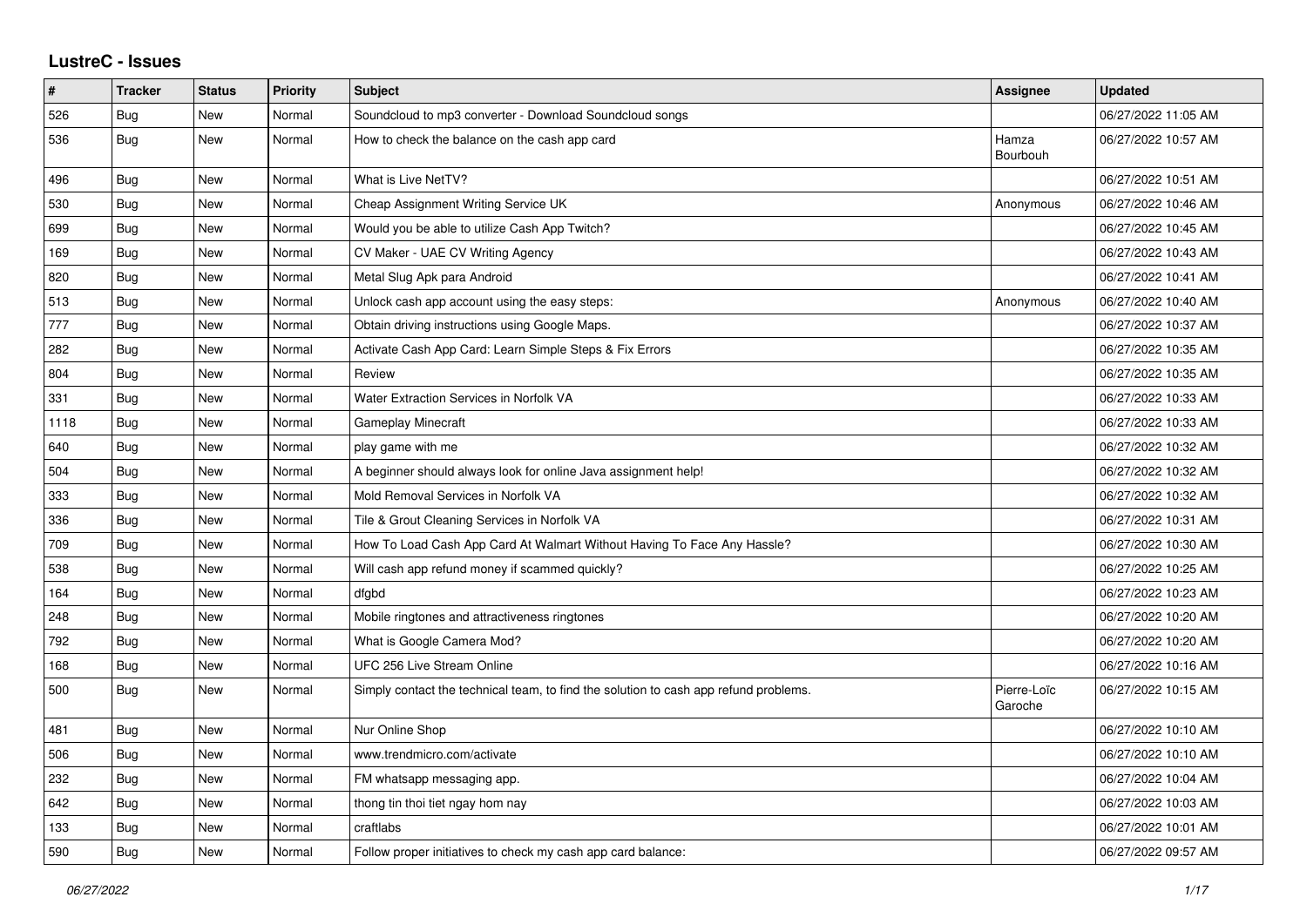# LustreC - Issues

| # | Tracker | Status | Priority | Subject | Assignee | Updated |
|---|---|---|---|---|---|---|
| 526 | Bug | New | Normal | Soundcloud to mp3 converter - Download Soundcloud songs | | 06/27/2022 11:05 AM |
| 536 | Bug | New | Normal | How to check the balance on the cash app card | Hamza Bourbouh | 06/27/2022 10:57 AM |
| 496 | Bug | New | Normal | What is Live NetTV? | | 06/27/2022 10:51 AM |
| 530 | Bug | New | Normal | Cheap Assignment Writing Service UK | Anonymous | 06/27/2022 10:46 AM |
| 699 | Bug | New | Normal | Would you be able to utilize Cash App Twitch? | | 06/27/2022 10:45 AM |
| 169 | Bug | New | Normal | CV Maker - UAE CV Writing Agency | | 06/27/2022 10:43 AM |
| 820 | Bug | New | Normal | Metal Slug Apk para Android | | 06/27/2022 10:41 AM |
| 513 | Bug | New | Normal | Unlock cash app account using the easy steps: | Anonymous | 06/27/2022 10:40 AM |
| 777 | Bug | New | Normal | Obtain driving instructions using Google Maps. | | 06/27/2022 10:37 AM |
| 282 | Bug | New | Normal | Activate Cash App Card: Learn Simple Steps & Fix Errors | | 06/27/2022 10:35 AM |
| 804 | Bug | New | Normal | Review | | 06/27/2022 10:35 AM |
| 331 | Bug | New | Normal | Water Extraction Services in Norfolk VA | | 06/27/2022 10:33 AM |
| 1118 | Bug | New | Normal | Gameplay Minecraft | | 06/27/2022 10:33 AM |
| 640 | Bug | New | Normal | play game with me | | 06/27/2022 10:32 AM |
| 504 | Bug | New | Normal | A beginner should always look for online Java assignment help! | | 06/27/2022 10:32 AM |
| 333 | Bug | New | Normal | Mold Removal Services in Norfolk VA | | 06/27/2022 10:32 AM |
| 336 | Bug | New | Normal | Tile & Grout Cleaning Services in Norfolk VA | | 06/27/2022 10:31 AM |
| 709 | Bug | New | Normal | How To Load Cash App Card At Walmart Without Having To Face Any Hassle? | | 06/27/2022 10:30 AM |
| 538 | Bug | New | Normal | Will cash app refund money if scammed quickly? | | 06/27/2022 10:25 AM |
| 164 | Bug | New | Normal | dfgbd | | 06/27/2022 10:23 AM |
| 248 | Bug | New | Normal | Mobile ringtones and attractiveness ringtones | | 06/27/2022 10:20 AM |
| 792 | Bug | New | Normal | What is Google Camera Mod? | | 06/27/2022 10:20 AM |
| 168 | Bug | New | Normal | UFC 256 Live Stream Online | | 06/27/2022 10:16 AM |
| 500 | Bug | New | Normal | Simply contact the technical team, to find the solution to cash app refund problems. | Pierre-Loïc Garoche | 06/27/2022 10:15 AM |
| 481 | Bug | New | Normal | Nur Online Shop | | 06/27/2022 10:10 AM |
| 506 | Bug | New | Normal | www.trendmicro.com/activate | | 06/27/2022 10:10 AM |
| 232 | Bug | New | Normal | FM whatsapp messaging app. | | 06/27/2022 10:04 AM |
| 642 | Bug | New | Normal | thong tin thoi tiet ngay hom nay | | 06/27/2022 10:03 AM |
| 133 | Bug | New | Normal | craftlabs | | 06/27/2022 10:01 AM |
| 590 | Bug | New | Normal | Follow proper initiatives to check my cash app card balance: | | 06/27/2022 09:57 AM |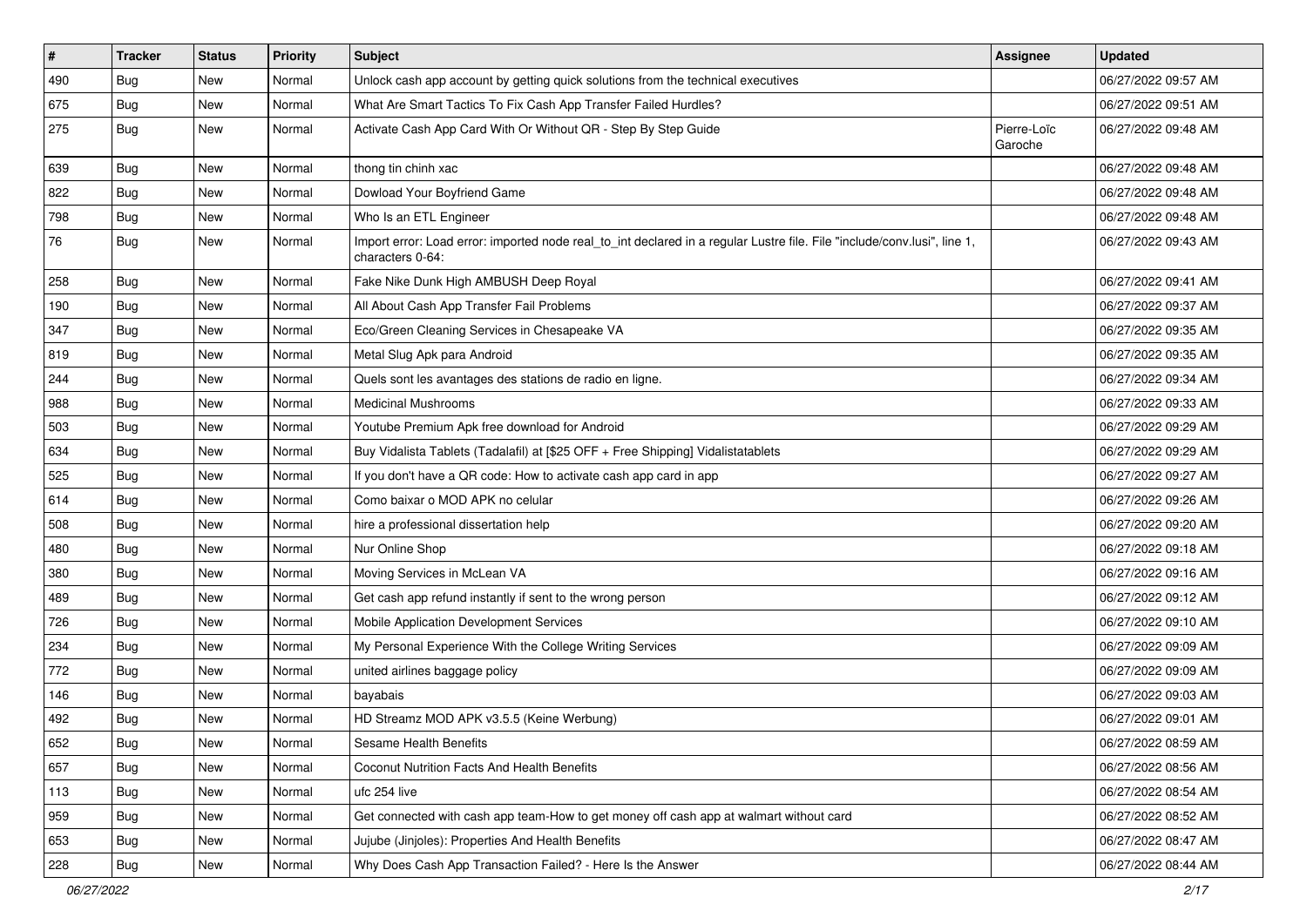| # | Tracker | Status | Priority | Subject | Assignee | Updated |
|---|---|---|---|---|---|---|
| 490 | Bug | New | Normal | Unlock cash app account by getting quick solutions from the technical executives | | 06/27/2022 09:57 AM |
| 675 | Bug | New | Normal | What Are Smart Tactics To Fix Cash App Transfer Failed Hurdles? | | 06/27/2022 09:51 AM |
| 275 | Bug | New | Normal | Activate Cash App Card With Or Without QR - Step By Step Guide | Pierre-Loïc Garoche | 06/27/2022 09:48 AM |
| 639 | Bug | New | Normal | thong tin chinh xac | | 06/27/2022 09:48 AM |
| 822 | Bug | New | Normal | Dowload Your Boyfriend Game | | 06/27/2022 09:48 AM |
| 798 | Bug | New | Normal | Who Is an ETL Engineer | | 06/27/2022 09:48 AM |
| 76 | Bug | New | Normal | Import error: Load error: imported node real_to_int declared in a regular Lustre file. File "include/conv.lusi", line 1, characters 0-64: | | 06/27/2022 09:43 AM |
| 258 | Bug | New | Normal | Fake Nike Dunk High AMBUSH Deep Royal | | 06/27/2022 09:41 AM |
| 190 | Bug | New | Normal | All About Cash App Transfer Fail Problems | | 06/27/2022 09:37 AM |
| 347 | Bug | New | Normal | Eco/Green Cleaning Services in Chesapeake VA | | 06/27/2022 09:35 AM |
| 819 | Bug | New | Normal | Metal Slug Apk para Android | | 06/27/2022 09:35 AM |
| 244 | Bug | New | Normal | Quels sont les avantages des stations de radio en ligne. | | 06/27/2022 09:34 AM |
| 988 | Bug | New | Normal | Medicinal Mushrooms | | 06/27/2022 09:33 AM |
| 503 | Bug | New | Normal | Youtube Premium Apk free download for Android | | 06/27/2022 09:29 AM |
| 634 | Bug | New | Normal | Buy Vidalista Tablets (Tadalafil) at [$25 OFF + Free Shipping] Vidalistatablets | | 06/27/2022 09:29 AM |
| 525 | Bug | New | Normal | If you don't have a QR code: How to activate cash app card in app | | 06/27/2022 09:27 AM |
| 614 | Bug | New | Normal | Como baixar o MOD APK no celular | | 06/27/2022 09:26 AM |
| 508 | Bug | New | Normal | hire a professional dissertation help | | 06/27/2022 09:20 AM |
| 480 | Bug | New | Normal | Nur Online Shop | | 06/27/2022 09:18 AM |
| 380 | Bug | New | Normal | Moving Services in McLean VA | | 06/27/2022 09:16 AM |
| 489 | Bug | New | Normal | Get cash app refund instantly if sent to the wrong person | | 06/27/2022 09:12 AM |
| 726 | Bug | New | Normal | Mobile Application Development Services | | 06/27/2022 09:10 AM |
| 234 | Bug | New | Normal | My Personal Experience With the College Writing Services | | 06/27/2022 09:09 AM |
| 772 | Bug | New | Normal | united airlines baggage policy | | 06/27/2022 09:09 AM |
| 146 | Bug | New | Normal | bayabais | | 06/27/2022 09:03 AM |
| 492 | Bug | New | Normal | HD Streamz MOD APK v3.5.5 (Keine Werbung) | | 06/27/2022 09:01 AM |
| 652 | Bug | New | Normal | Sesame Health Benefits | | 06/27/2022 08:59 AM |
| 657 | Bug | New | Normal | Coconut Nutrition Facts And Health Benefits | | 06/27/2022 08:56 AM |
| 113 | Bug | New | Normal | ufc 254 live | | 06/27/2022 08:54 AM |
| 959 | Bug | New | Normal | Get connected with cash app team-How to get money off cash app at walmart without card | | 06/27/2022 08:52 AM |
| 653 | Bug | New | Normal | Jujube (Jinjoles): Properties And Health Benefits | | 06/27/2022 08:47 AM |
| 228 | Bug | New | Normal | Why Does Cash App Transaction Failed? - Here Is the Answer | | 06/27/2022 08:44 AM |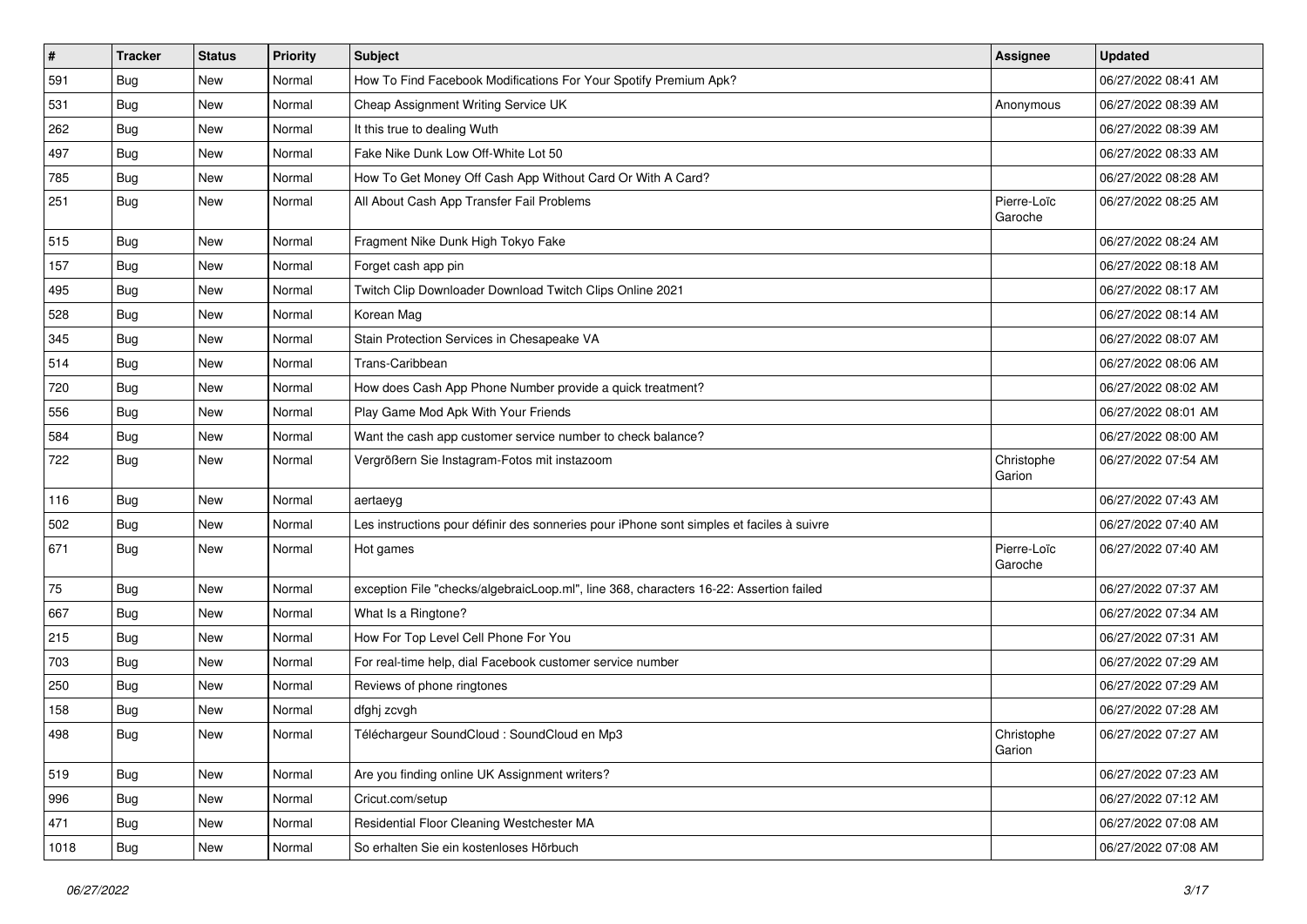| # | Tracker | Status | Priority | Subject | Assignee | Updated |
| --- | --- | --- | --- | --- | --- | --- |
| 591 | Bug | New | Normal | How To Find Facebook Modifications For Your Spotify Premium Apk? | | 06/27/2022 08:41 AM |
| 531 | Bug | New | Normal | Cheap Assignment Writing Service UK | Anonymous | 06/27/2022 08:39 AM |
| 262 | Bug | New | Normal | It this true to dealing Wuth | | 06/27/2022 08:39 AM |
| 497 | Bug | New | Normal | Fake Nike Dunk Low Off-White Lot 50 | | 06/27/2022 08:33 AM |
| 785 | Bug | New | Normal | How To Get Money Off Cash App Without Card Or With A Card? | | 06/27/2022 08:28 AM |
| 251 | Bug | New | Normal | All About Cash App Transfer Fail Problems | Pierre-Loïc Garoche | 06/27/2022 08:25 AM |
| 515 | Bug | New | Normal | Fragment Nike Dunk High Tokyo Fake | | 06/27/2022 08:24 AM |
| 157 | Bug | New | Normal | Forget cash app pin | | 06/27/2022 08:18 AM |
| 495 | Bug | New | Normal | Twitch Clip Downloader Download Twitch Clips Online 2021 | | 06/27/2022 08:17 AM |
| 528 | Bug | New | Normal | Korean Mag | | 06/27/2022 08:14 AM |
| 345 | Bug | New | Normal | Stain Protection Services in Chesapeake VA | | 06/27/2022 08:07 AM |
| 514 | Bug | New | Normal | Trans-Caribbean | | 06/27/2022 08:06 AM |
| 720 | Bug | New | Normal | How does Cash App Phone Number provide a quick treatment? | | 06/27/2022 08:02 AM |
| 556 | Bug | New | Normal | Play Game Mod Apk With Your Friends | | 06/27/2022 08:01 AM |
| 584 | Bug | New | Normal | Want the cash app customer service number to check balance? | | 06/27/2022 08:00 AM |
| 722 | Bug | New | Normal | Vergrößern Sie Instagram-Fotos mit instazoom | Christophe Garion | 06/27/2022 07:54 AM |
| 116 | Bug | New | Normal | aertaeyg | | 06/27/2022 07:43 AM |
| 502 | Bug | New | Normal | Les instructions pour définir des sonneries pour iPhone sont simples et faciles à suivre | | 06/27/2022 07:40 AM |
| 671 | Bug | New | Normal | Hot games | Pierre-Loïc Garoche | 06/27/2022 07:40 AM |
| 75 | Bug | New | Normal | exception File "checks/algebraicLoop.ml", line 368, characters 16-22: Assertion failed | | 06/27/2022 07:37 AM |
| 667 | Bug | New | Normal | What Is a Ringtone? | | 06/27/2022 07:34 AM |
| 215 | Bug | New | Normal | How For Top Level Cell Phone For You | | 06/27/2022 07:31 AM |
| 703 | Bug | New | Normal | For real-time help, dial Facebook customer service number | | 06/27/2022 07:29 AM |
| 250 | Bug | New | Normal | Reviews of phone ringtones | | 06/27/2022 07:29 AM |
| 158 | Bug | New | Normal | dfghj zcvgh | | 06/27/2022 07:28 AM |
| 498 | Bug | New | Normal | Téléchargeur SoundCloud : SoundCloud en Mp3 | Christophe Garion | 06/27/2022 07:27 AM |
| 519 | Bug | New | Normal | Are you finding online UK Assignment writers? | | 06/27/2022 07:23 AM |
| 996 | Bug | New | Normal | Cricut.com/setup | | 06/27/2022 07:12 AM |
| 471 | Bug | New | Normal | Residential Floor Cleaning Westchester MA | | 06/27/2022 07:08 AM |
| 1018 | Bug | New | Normal | So erhalten Sie ein kostenloses Hörbuch | | 06/27/2022 07:08 AM |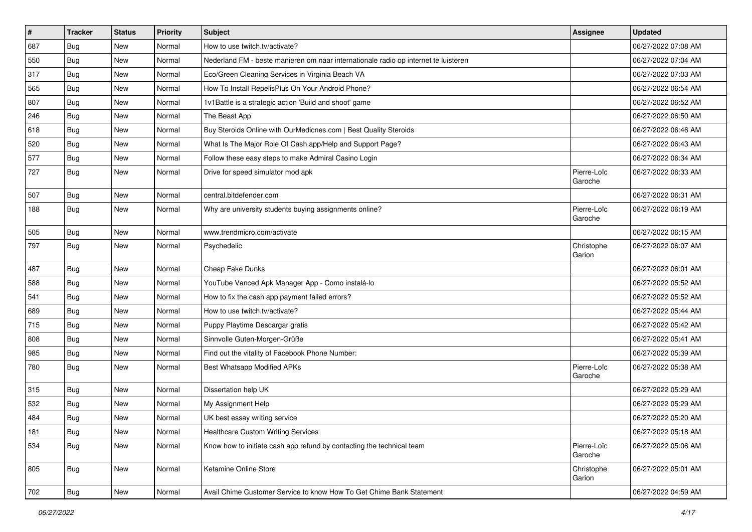| # | Tracker | Status | Priority | Subject | Assignee | Updated |
| --- | --- | --- | --- | --- | --- | --- |
| 687 | Bug | New | Normal | How to use twitch.tv/activate? |  | 06/27/2022 07:08 AM |
| 550 | Bug | New | Normal | Nederland FM - beste manieren om naar internationale radio op internet te luisteren |  | 06/27/2022 07:04 AM |
| 317 | Bug | New | Normal | Eco/Green Cleaning Services in Virginia Beach VA |  | 06/27/2022 07:03 AM |
| 565 | Bug | New | Normal | How To Install RepelisPlus On Your Android Phone? |  | 06/27/2022 06:54 AM |
| 807 | Bug | New | Normal | 1v1Battle is a strategic action 'Build and shoot' game |  | 06/27/2022 06:52 AM |
| 246 | Bug | New | Normal | The Beast App |  | 06/27/2022 06:50 AM |
| 618 | Bug | New | Normal | Buy Steroids Online with OurMedicnes.com \| Best Quality Steroids |  | 06/27/2022 06:46 AM |
| 520 | Bug | New | Normal | What Is The Major Role Of Cash.app/Help and Support Page? |  | 06/27/2022 06:43 AM |
| 577 | Bug | New | Normal | Follow these easy steps to make Admiral Casino Login |  | 06/27/2022 06:34 AM |
| 727 | Bug | New | Normal | Drive for speed simulator mod apk | Pierre-Loïc Garoche | 06/27/2022 06:33 AM |
| 507 | Bug | New | Normal | central.bitdefender.com |  | 06/27/2022 06:31 AM |
| 188 | Bug | New | Normal | Why are university students buying assignments online? | Pierre-Loïc Garoche | 06/27/2022 06:19 AM |
| 505 | Bug | New | Normal | www.trendmicro.com/activate |  | 06/27/2022 06:15 AM |
| 797 | Bug | New | Normal | Psychedelic | Christophe Garion | 06/27/2022 06:07 AM |
| 487 | Bug | New | Normal | Cheap Fake Dunks |  | 06/27/2022 06:01 AM |
| 588 | Bug | New | Normal | YouTube Vanced Apk Manager App - Como instalá-lo |  | 06/27/2022 05:52 AM |
| 541 | Bug | New | Normal | How to fix the cash app payment failed errors? |  | 06/27/2022 05:52 AM |
| 689 | Bug | New | Normal | How to use twitch.tv/activate? |  | 06/27/2022 05:44 AM |
| 715 | Bug | New | Normal | Puppy Playtime Descargar gratis |  | 06/27/2022 05:42 AM |
| 808 | Bug | New | Normal | Sinnvolle Guten-Morgen-Grüße |  | 06/27/2022 05:41 AM |
| 985 | Bug | New | Normal | Find out the vitality of Facebook Phone Number: |  | 06/27/2022 05:39 AM |
| 780 | Bug | New | Normal | Best Whatsapp Modified APKs | Pierre-Loïc Garoche | 06/27/2022 05:38 AM |
| 315 | Bug | New | Normal | Dissertation help UK |  | 06/27/2022 05:29 AM |
| 532 | Bug | New | Normal | My Assignment Help |  | 06/27/2022 05:29 AM |
| 484 | Bug | New | Normal | UK best essay writing service |  | 06/27/2022 05:20 AM |
| 181 | Bug | New | Normal | Healthcare Custom Writing Services |  | 06/27/2022 05:18 AM |
| 534 | Bug | New | Normal | Know how to initiate cash app refund by contacting the technical team | Pierre-Loïc Garoche | 06/27/2022 05:06 AM |
| 805 | Bug | New | Normal | Ketamine Online Store | Christophe Garion | 06/27/2022 05:01 AM |
| 702 | Bug | New | Normal | Avail Chime Customer Service to know How To Get Chime Bank Statement |  | 06/27/2022 04:59 AM |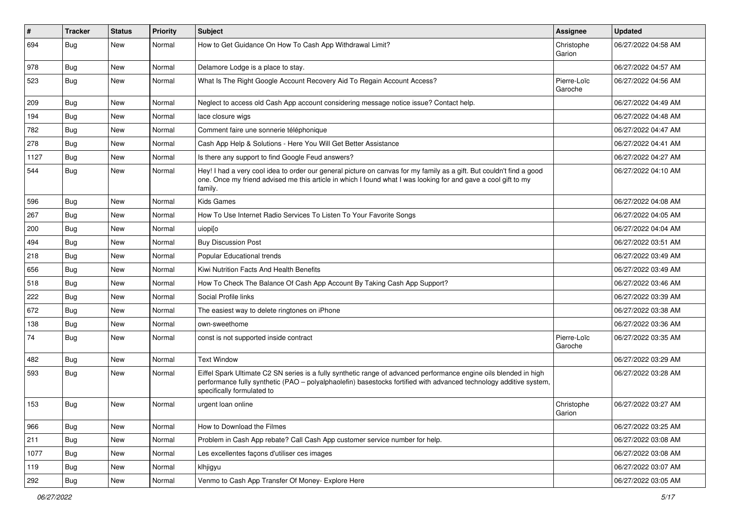| # | Tracker | Status | Priority | Subject | Assignee | Updated |
|---|---|---|---|---|---|---|
| 694 | Bug | New | Normal | How to Get Guidance On How To Cash App Withdrawal Limit? | Christophe Garion | 06/27/2022 04:58 AM |
| 978 | Bug | New | Normal | Delamore Lodge is a place to stay. | | 06/27/2022 04:57 AM |
| 523 | Bug | New | Normal | What Is The Right Google Account Recovery Aid To Regain Account Access? | Pierre-Loïc Garoche | 06/27/2022 04:56 AM |
| 209 | Bug | New | Normal | Neglect to access old Cash App account considering message notice issue? Contact help. | | 06/27/2022 04:49 AM |
| 194 | Bug | New | Normal | lace closure wigs | | 06/27/2022 04:48 AM |
| 782 | Bug | New | Normal | Comment faire une sonnerie téléphonique | | 06/27/2022 04:47 AM |
| 278 | Bug | New | Normal | Cash App Help & Solutions - Here You Will Get Better Assistance | | 06/27/2022 04:41 AM |
| 1127 | Bug | New | Normal | Is there any support to find Google Feud answers? | | 06/27/2022 04:27 AM |
| 544 | Bug | New | Normal | Hey! I had a very cool idea to order our general picture on canvas for my family as a gift. But couldn't find a good one. Once my friend advised me this article in which I found what I was looking for and gave a cool gift to my family. | | 06/27/2022 04:10 AM |
| 596 | Bug | New | Normal | Kids Games | | 06/27/2022 04:08 AM |
| 267 | Bug | New | Normal | How To Use Internet Radio Services To Listen To Your Favorite Songs | | 06/27/2022 04:05 AM |
| 200 | Bug | New | Normal | uiopi[o | | 06/27/2022 04:04 AM |
| 494 | Bug | New | Normal | Buy Discussion Post | | 06/27/2022 03:51 AM |
| 218 | Bug | New | Normal | Popular Educational trends | | 06/27/2022 03:49 AM |
| 656 | Bug | New | Normal | Kiwi Nutrition Facts And Health Benefits | | 06/27/2022 03:49 AM |
| 518 | Bug | New | Normal | How To Check The Balance Of Cash App Account By Taking Cash App Support? | | 06/27/2022 03:46 AM |
| 222 | Bug | New | Normal | Social Profile links | | 06/27/2022 03:39 AM |
| 672 | Bug | New | Normal | The easiest way to delete ringtones on iPhone | | 06/27/2022 03:38 AM |
| 138 | Bug | New | Normal | own-sweethome | | 06/27/2022 03:36 AM |
| 74 | Bug | New | Normal | const is not supported inside contract | Pierre-Loïc Garoche | 06/27/2022 03:35 AM |
| 482 | Bug | New | Normal | Text Window | | 06/27/2022 03:29 AM |
| 593 | Bug | New | Normal | Eiffel Spark Ultimate C2 SN series is a fully synthetic range of advanced performance engine oils blended in high performance fully synthetic (PAO – polyalphaolefin) basestocks fortified with advanced technology additive system, specifically formulated to | | 06/27/2022 03:28 AM |
| 153 | Bug | New | Normal | urgent loan online | Christophe Garion | 06/27/2022 03:27 AM |
| 966 | Bug | New | Normal | How to Download the Filmes | | 06/27/2022 03:25 AM |
| 211 | Bug | New | Normal | Problem in Cash App rebate? Call Cash App customer service number for help. | | 06/27/2022 03:08 AM |
| 1077 | Bug | New | Normal | Les excellentes façons d'utiliser ces images | | 06/27/2022 03:08 AM |
| 119 | Bug | New | Normal | klhjigyu | | 06/27/2022 03:07 AM |
| 292 | Bug | New | Normal | Venmo to Cash App Transfer Of Money- Explore Here | | 06/27/2022 03:05 AM |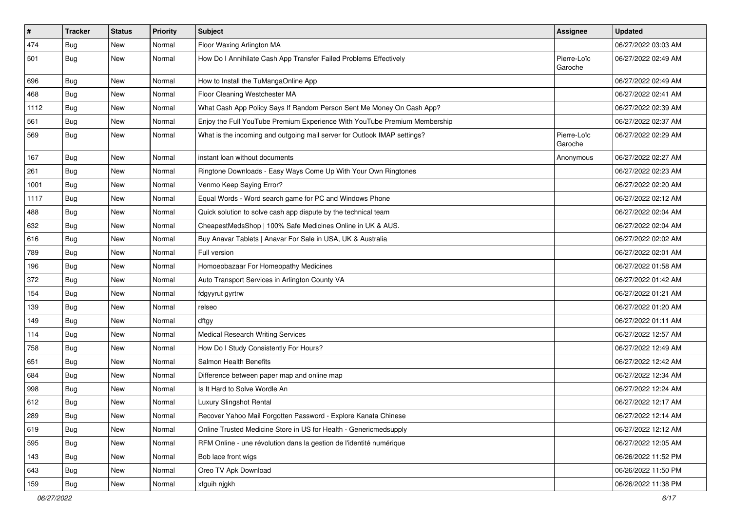| # | Tracker | Status | Priority | Subject | Assignee | Updated |
|---|---|---|---|---|---|---|
| 474 | Bug | New | Normal | Floor Waxing Arlington MA | | 06/27/2022 03:03 AM |
| 501 | Bug | New | Normal | How Do I Annihilate Cash App Transfer Failed Problems Effectively | Pierre-Loïc Garoche | 06/27/2022 02:49 AM |
| 696 | Bug | New | Normal | How to Install the TuMangaOnline App | | 06/27/2022 02:49 AM |
| 468 | Bug | New | Normal | Floor Cleaning Westchester MA | | 06/27/2022 02:41 AM |
| 1112 | Bug | New | Normal | What Cash App Policy Says If Random Person Sent Me Money On Cash App? | | 06/27/2022 02:39 AM |
| 561 | Bug | New | Normal | Enjoy the Full YouTube Premium Experience With YouTube Premium Membership | | 06/27/2022 02:37 AM |
| 569 | Bug | New | Normal | What is the incoming and outgoing mail server for Outlook IMAP settings? | Pierre-Loïc Garoche | 06/27/2022 02:29 AM |
| 167 | Bug | New | Normal | instant loan without documents | Anonymous | 06/27/2022 02:27 AM |
| 261 | Bug | New | Normal | Ringtone Downloads - Easy Ways Come Up With Your Own Ringtones | | 06/27/2022 02:23 AM |
| 1001 | Bug | New | Normal | Venmo Keep Saying Error? | | 06/27/2022 02:20 AM |
| 1117 | Bug | New | Normal | Equal Words - Word search game for PC and Windows Phone | | 06/27/2022 02:12 AM |
| 488 | Bug | New | Normal | Quick solution to solve cash app dispute by the technical team | | 06/27/2022 02:04 AM |
| 632 | Bug | New | Normal | CheapestMedsShop \| 100% Safe Medicines Online in UK & AUS. | | 06/27/2022 02:04 AM |
| 616 | Bug | New | Normal | Buy Anavar Tablets \| Anavar For Sale in USA, UK & Australia | | 06/27/2022 02:02 AM |
| 789 | Bug | New | Normal | Full version | | 06/27/2022 02:01 AM |
| 196 | Bug | New | Normal | Homoeobazaar For Homeopathy Medicines | | 06/27/2022 01:58 AM |
| 372 | Bug | New | Normal | Auto Transport Services in Arlington County VA | | 06/27/2022 01:42 AM |
| 154 | Bug | New | Normal | fdgyyrut gyrtrw | | 06/27/2022 01:21 AM |
| 139 | Bug | New | Normal | relseo | | 06/27/2022 01:20 AM |
| 149 | Bug | New | Normal | dftgy | | 06/27/2022 01:11 AM |
| 114 | Bug | New | Normal | Medical Research Writing Services | | 06/27/2022 12:57 AM |
| 758 | Bug | New | Normal | How Do I Study Consistently For Hours? | | 06/27/2022 12:49 AM |
| 651 | Bug | New | Normal | Salmon Health Benefits | | 06/27/2022 12:42 AM |
| 684 | Bug | New | Normal | Difference between paper map and online map | | 06/27/2022 12:34 AM |
| 998 | Bug | New | Normal | Is It Hard to Solve Wordle An | | 06/27/2022 12:24 AM |
| 612 | Bug | New | Normal | Luxury Slingshot Rental | | 06/27/2022 12:17 AM |
| 289 | Bug | New | Normal | Recover Yahoo Mail Forgotten Password - Explore Kanata Chinese | | 06/27/2022 12:14 AM |
| 619 | Bug | New | Normal | Online Trusted Medicine Store in US for Health - Genericmedsupply | | 06/27/2022 12:12 AM |
| 595 | Bug | New | Normal | RFM Online - une révolution dans la gestion de l'identité numérique | | 06/27/2022 12:05 AM |
| 143 | Bug | New | Normal | Bob lace front wigs | | 06/26/2022 11:52 PM |
| 643 | Bug | New | Normal | Oreo TV Apk Download | | 06/26/2022 11:50 PM |
| 159 | Bug | New | Normal | xfguih njgkh | | 06/26/2022 11:38 PM |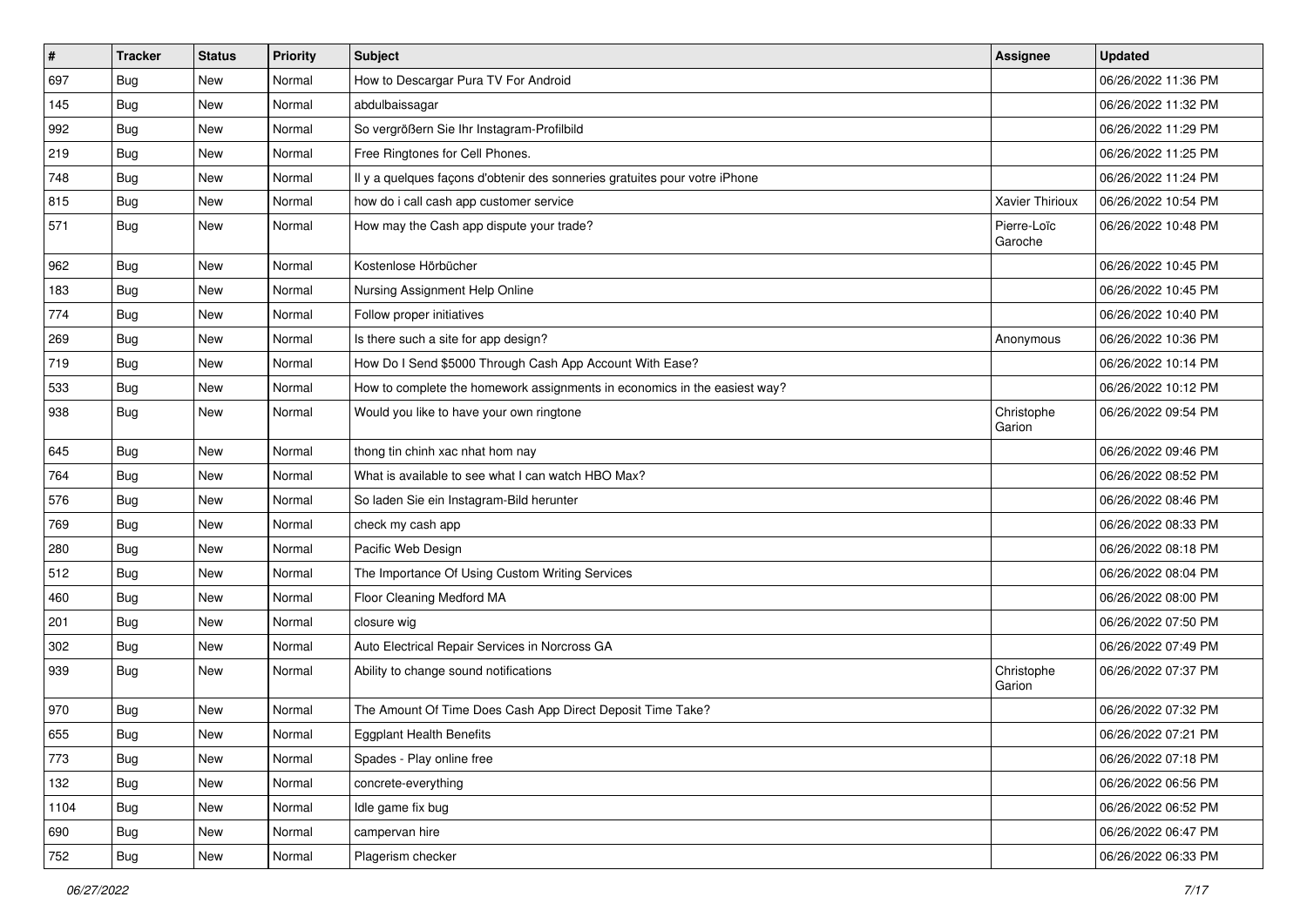| # | Tracker | Status | Priority | Subject | Assignee | Updated |
|---|---|---|---|---|---|---|
| 697 | Bug | New | Normal | How to Descargar Pura TV For Android | | 06/26/2022 11:36 PM |
| 145 | Bug | New | Normal | abdulbaissagar | | 06/26/2022 11:32 PM |
| 992 | Bug | New | Normal | So vergrößern Sie Ihr Instagram-Profilbild | | 06/26/2022 11:29 PM |
| 219 | Bug | New | Normal | Free Ringtones for Cell Phones. | | 06/26/2022 11:25 PM |
| 748 | Bug | New | Normal | Il y a quelques façons d'obtenir des sonneries gratuites pour votre iPhone | | 06/26/2022 11:24 PM |
| 815 | Bug | New | Normal | how do i call cash app customer service | Xavier Thirioux | 06/26/2022 10:54 PM |
| 571 | Bug | New | Normal | How may the Cash app dispute your trade? | Pierre-Loïc Garoche | 06/26/2022 10:48 PM |
| 962 | Bug | New | Normal | Kostenlose Hörbücher | | 06/26/2022 10:45 PM |
| 183 | Bug | New | Normal | Nursing Assignment Help Online | | 06/26/2022 10:45 PM |
| 774 | Bug | New | Normal | Follow proper initiatives | | 06/26/2022 10:40 PM |
| 269 | Bug | New | Normal | Is there such a site for app design? | Anonymous | 06/26/2022 10:36 PM |
| 719 | Bug | New | Normal | How Do I Send $5000 Through Cash App Account With Ease? | | 06/26/2022 10:14 PM |
| 533 | Bug | New | Normal | How to complete the homework assignments in economics in the easiest way? | | 06/26/2022 10:12 PM |
| 938 | Bug | New | Normal | Would you like to have your own ringtone | Christophe Garion | 06/26/2022 09:54 PM |
| 645 | Bug | New | Normal | thong tin chinh xac nhat hom nay | | 06/26/2022 09:46 PM |
| 764 | Bug | New | Normal | What is available to see what I can watch HBO Max? | | 06/26/2022 08:52 PM |
| 576 | Bug | New | Normal | So laden Sie ein Instagram-Bild herunter | | 06/26/2022 08:46 PM |
| 769 | Bug | New | Normal | check my cash app | | 06/26/2022 08:33 PM |
| 280 | Bug | New | Normal | Pacific Web Design | | 06/26/2022 08:18 PM |
| 512 | Bug | New | Normal | The Importance Of Using Custom Writing Services | | 06/26/2022 08:04 PM |
| 460 | Bug | New | Normal | Floor Cleaning Medford MA | | 06/26/2022 08:00 PM |
| 201 | Bug | New | Normal | closure wig | | 06/26/2022 07:50 PM |
| 302 | Bug | New | Normal | Auto Electrical Repair Services in Norcross GA | | 06/26/2022 07:49 PM |
| 939 | Bug | New | Normal | Ability to change sound notifications | Christophe Garion | 06/26/2022 07:37 PM |
| 970 | Bug | New | Normal | The Amount Of Time Does Cash App Direct Deposit Time Take? | | 06/26/2022 07:32 PM |
| 655 | Bug | New | Normal | Eggplant Health Benefits | | 06/26/2022 07:21 PM |
| 773 | Bug | New | Normal | Spades - Play online free | | 06/26/2022 07:18 PM |
| 132 | Bug | New | Normal | concrete-everything | | 06/26/2022 06:56 PM |
| 1104 | Bug | New | Normal | Idle game fix bug | | 06/26/2022 06:52 PM |
| 690 | Bug | New | Normal | campervan hire | | 06/26/2022 06:47 PM |
| 752 | Bug | New | Normal | Plagerism checker | | 06/26/2022 06:33 PM |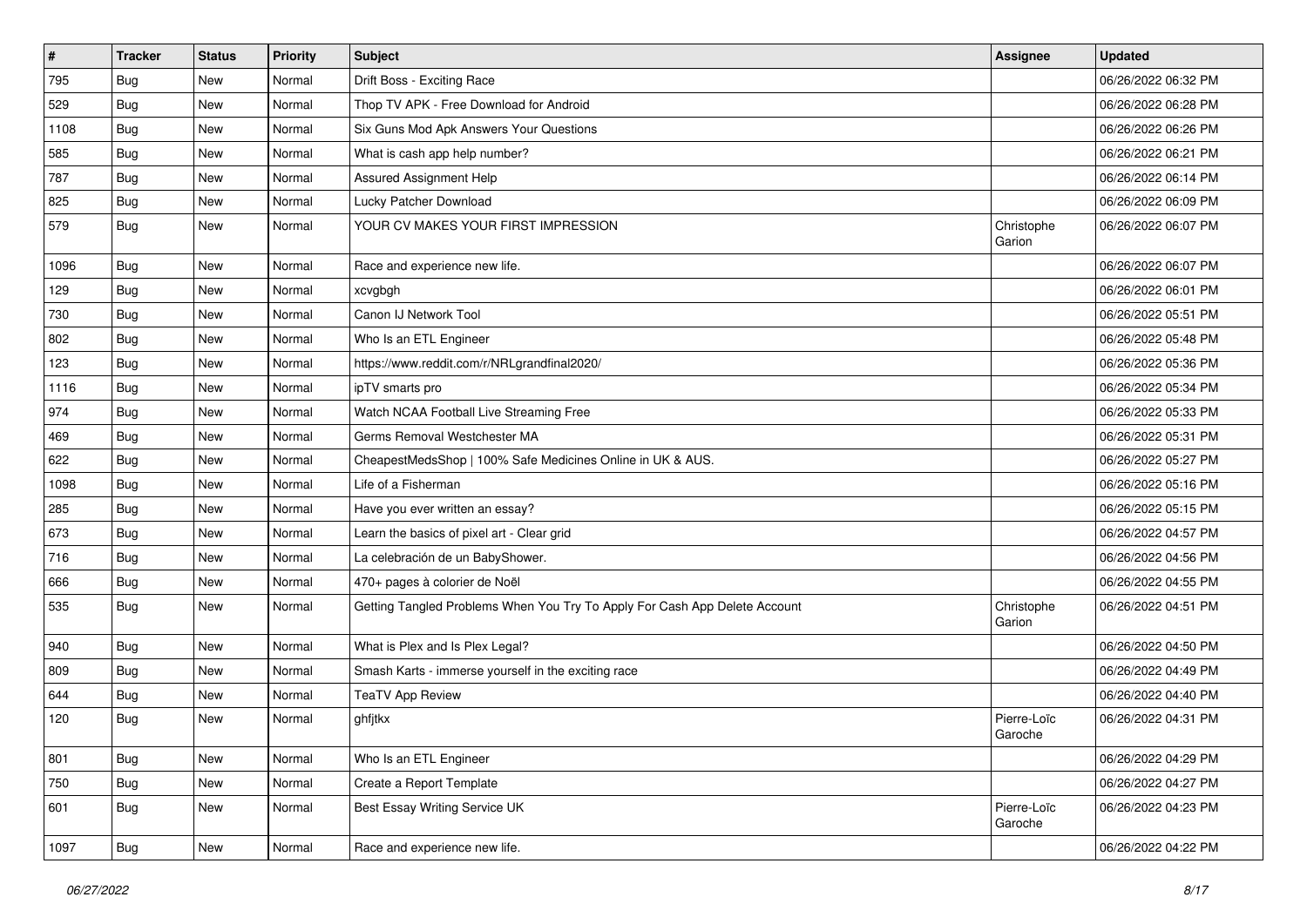| # | Tracker | Status | Priority | Subject | Assignee | Updated |
|---|---|---|---|---|---|---|
| 795 | Bug | New | Normal | Drift Boss - Exciting Race | | 06/26/2022 06:32 PM |
| 529 | Bug | New | Normal | Thop TV APK - Free Download for Android | | 06/26/2022 06:28 PM |
| 1108 | Bug | New | Normal | Six Guns Mod Apk Answers Your Questions | | 06/26/2022 06:26 PM |
| 585 | Bug | New | Normal | What is cash app help number? | | 06/26/2022 06:21 PM |
| 787 | Bug | New | Normal | Assured Assignment Help | | 06/26/2022 06:14 PM |
| 825 | Bug | New | Normal | Lucky Patcher Download | | 06/26/2022 06:09 PM |
| 579 | Bug | New | Normal | YOUR CV MAKES YOUR FIRST IMPRESSION | Christophe Garion | 06/26/2022 06:07 PM |
| 1096 | Bug | New | Normal | Race and experience new life. | | 06/26/2022 06:07 PM |
| 129 | Bug | New | Normal | xcvgbgh | | 06/26/2022 06:01 PM |
| 730 | Bug | New | Normal | Canon IJ Network Tool | | 06/26/2022 05:51 PM |
| 802 | Bug | New | Normal | Who Is an ETL Engineer | | 06/26/2022 05:48 PM |
| 123 | Bug | New | Normal | https://www.reddit.com/r/NRLgrandfinal2020/ | | 06/26/2022 05:36 PM |
| 1116 | Bug | New | Normal | ipTV smarts pro | | 06/26/2022 05:34 PM |
| 974 | Bug | New | Normal | Watch NCAA Football Live Streaming Free | | 06/26/2022 05:33 PM |
| 469 | Bug | New | Normal | Germs Removal Westchester MA | | 06/26/2022 05:31 PM |
| 622 | Bug | New | Normal | CheapestMedsShop \| 100% Safe Medicines Online in UK & AUS. | | 06/26/2022 05:27 PM |
| 1098 | Bug | New | Normal | Life of a Fisherman | | 06/26/2022 05:16 PM |
| 285 | Bug | New | Normal | Have you ever written an essay? | | 06/26/2022 05:15 PM |
| 673 | Bug | New | Normal | Learn the basics of pixel art - Clear grid | | 06/26/2022 04:57 PM |
| 716 | Bug | New | Normal | La celebración de un BabyShower. | | 06/26/2022 04:56 PM |
| 666 | Bug | New | Normal | 470+ pages à colorier de Noël | | 06/26/2022 04:55 PM |
| 535 | Bug | New | Normal | Getting Tangled Problems When You Try To Apply For Cash App Delete Account | Christophe Garion | 06/26/2022 04:51 PM |
| 940 | Bug | New | Normal | What is Plex and Is Plex Legal? | | 06/26/2022 04:50 PM |
| 809 | Bug | New | Normal | Smash Karts - immerse yourself in the exciting race | | 06/26/2022 04:49 PM |
| 644 | Bug | New | Normal | TeaTV App Review | | 06/26/2022 04:40 PM |
| 120 | Bug | New | Normal | ghfjtkx | Pierre-Loïc Garoche | 06/26/2022 04:31 PM |
| 801 | Bug | New | Normal | Who Is an ETL Engineer | | 06/26/2022 04:29 PM |
| 750 | Bug | New | Normal | Create a Report Template | | 06/26/2022 04:27 PM |
| 601 | Bug | New | Normal | Best Essay Writing Service UK | Pierre-Loïc Garoche | 06/26/2022 04:23 PM |
| 1097 | Bug | New | Normal | Race and experience new life. | | 06/26/2022 04:22 PM |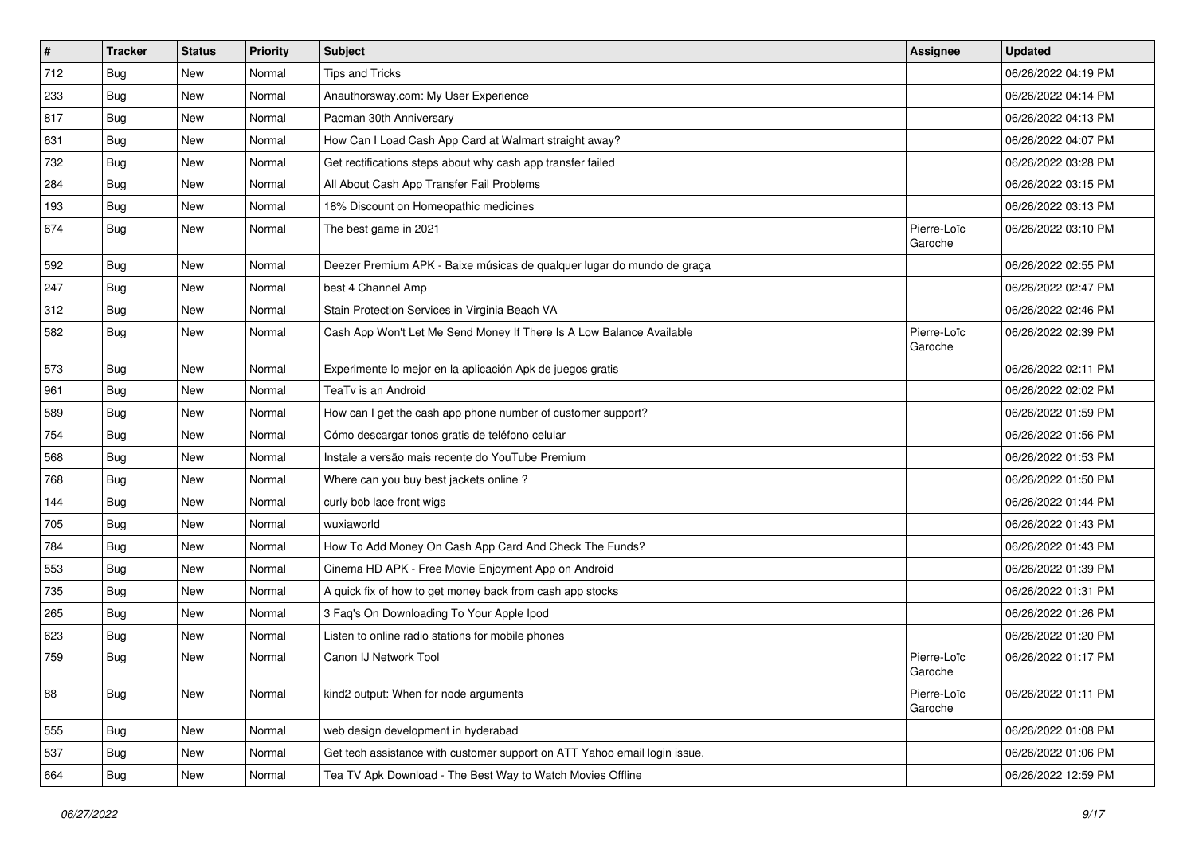| # | Tracker | Status | Priority | Subject | Assignee | Updated |
| --- | --- | --- | --- | --- | --- | --- |
| 712 | Bug | New | Normal | Tips and Tricks | | 06/26/2022 04:19 PM |
| 233 | Bug | New | Normal | Anauthorsway.com: My User Experience | | 06/26/2022 04:14 PM |
| 817 | Bug | New | Normal | Pacman 30th Anniversary | | 06/26/2022 04:13 PM |
| 631 | Bug | New | Normal | How Can I Load Cash App Card at Walmart straight away? | | 06/26/2022 04:07 PM |
| 732 | Bug | New | Normal | Get rectifications steps about why cash app transfer failed | | 06/26/2022 03:28 PM |
| 284 | Bug | New | Normal | All About Cash App Transfer Fail Problems | | 06/26/2022 03:15 PM |
| 193 | Bug | New | Normal | 18% Discount on Homeopathic medicines | | 06/26/2022 03:13 PM |
| 674 | Bug | New | Normal | The best game in 2021 | Pierre-Loïc Garoche | 06/26/2022 03:10 PM |
| 592 | Bug | New | Normal | Deezer Premium APK - Baixe músicas de qualquer lugar do mundo de graça | | 06/26/2022 02:55 PM |
| 247 | Bug | New | Normal | best 4 Channel Amp | | 06/26/2022 02:47 PM |
| 312 | Bug | New | Normal | Stain Protection Services in Virginia Beach VA | | 06/26/2022 02:46 PM |
| 582 | Bug | New | Normal | Cash App Won't Let Me Send Money If There Is A Low Balance Available | Pierre-Loïc Garoche | 06/26/2022 02:39 PM |
| 573 | Bug | New | Normal | Experimente lo mejor en la aplicación Apk de juegos gratis | | 06/26/2022 02:11 PM |
| 961 | Bug | New | Normal | TeaTv is an Android | | 06/26/2022 02:02 PM |
| 589 | Bug | New | Normal | How can I get the cash app phone number of customer support? | | 06/26/2022 01:59 PM |
| 754 | Bug | New | Normal | Cómo descargar tonos gratis de teléfono celular | | 06/26/2022 01:56 PM |
| 568 | Bug | New | Normal | Instale a versão mais recente do YouTube Premium | | 06/26/2022 01:53 PM |
| 768 | Bug | New | Normal | Where can you buy best jackets online ? | | 06/26/2022 01:50 PM |
| 144 | Bug | New | Normal | curly bob lace front wigs | | 06/26/2022 01:44 PM |
| 705 | Bug | New | Normal | wuxiaworld | | 06/26/2022 01:43 PM |
| 784 | Bug | New | Normal | How To Add Money On Cash App Card And Check The Funds? | | 06/26/2022 01:43 PM |
| 553 | Bug | New | Normal | Cinema HD APK - Free Movie Enjoyment App on Android | | 06/26/2022 01:39 PM |
| 735 | Bug | New | Normal | A quick fix of how to get money back from cash app stocks | | 06/26/2022 01:31 PM |
| 265 | Bug | New | Normal | 3 Faq's On Downloading To Your Apple Ipod | | 06/26/2022 01:26 PM |
| 623 | Bug | New | Normal | Listen to online radio stations for mobile phones | | 06/26/2022 01:20 PM |
| 759 | Bug | New | Normal | Canon IJ Network Tool | Pierre-Loïc Garoche | 06/26/2022 01:17 PM |
| 88 | Bug | New | Normal | kind2 output: When for node arguments | Pierre-Loïc Garoche | 06/26/2022 01:11 PM |
| 555 | Bug | New | Normal | web design development in hyderabad | | 06/26/2022 01:08 PM |
| 537 | Bug | New | Normal | Get tech assistance with customer support on ATT Yahoo email login issue. | | 06/26/2022 01:06 PM |
| 664 | Bug | New | Normal | Tea TV Apk Download - The Best Way to Watch Movies Offline | | 06/26/2022 12:59 PM |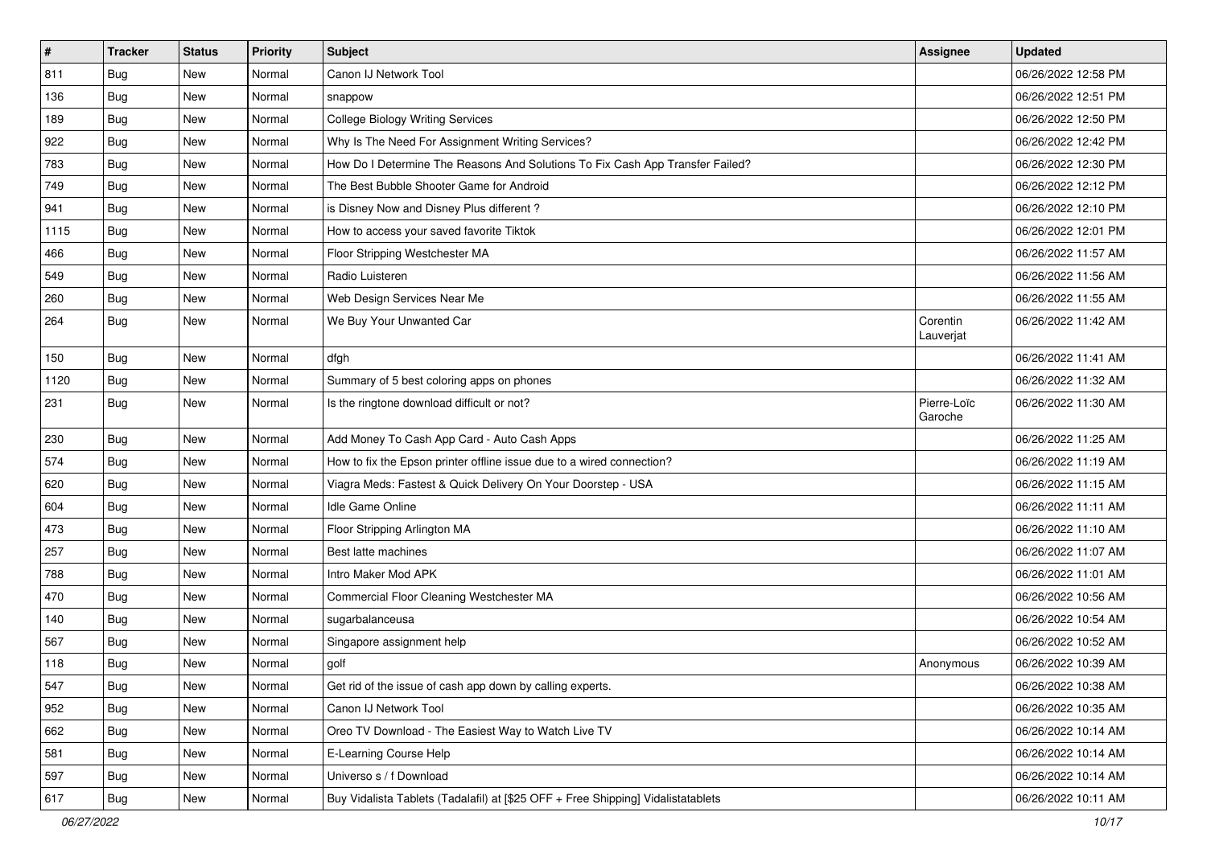| # | Tracker | Status | Priority | Subject | Assignee | Updated |
|---|---|---|---|---|---|---|
| 811 | Bug | New | Normal | Canon IJ Network Tool | | 06/26/2022 12:58 PM |
| 136 | Bug | New | Normal | snappow | | 06/26/2022 12:51 PM |
| 189 | Bug | New | Normal | College Biology Writing Services | | 06/26/2022 12:50 PM |
| 922 | Bug | New | Normal | Why Is The Need For Assignment Writing Services? | | 06/26/2022 12:42 PM |
| 783 | Bug | New | Normal | How Do I Determine The Reasons And Solutions To Fix Cash App Transfer Failed? | | 06/26/2022 12:30 PM |
| 749 | Bug | New | Normal | The Best Bubble Shooter Game for Android | | 06/26/2022 12:12 PM |
| 941 | Bug | New | Normal | is Disney Now and Disney Plus different ? | | 06/26/2022 12:10 PM |
| 1115 | Bug | New | Normal | How to access your saved favorite Tiktok | | 06/26/2022 12:01 PM |
| 466 | Bug | New | Normal | Floor Stripping Westchester MA | | 06/26/2022 11:57 AM |
| 549 | Bug | New | Normal | Radio Luisteren | | 06/26/2022 11:56 AM |
| 260 | Bug | New | Normal | Web Design Services Near Me | | 06/26/2022 11:55 AM |
| 264 | Bug | New | Normal | We Buy Your Unwanted Car | Corentin Lauverjat | 06/26/2022 11:42 AM |
| 150 | Bug | New | Normal | dfgh | | 06/26/2022 11:41 AM |
| 1120 | Bug | New | Normal | Summary of 5 best coloring apps on phones | | 06/26/2022 11:32 AM |
| 231 | Bug | New | Normal | Is the ringtone download difficult or not? | Pierre-Loïc Garoche | 06/26/2022 11:30 AM |
| 230 | Bug | New | Normal | Add Money To Cash App Card - Auto Cash Apps | | 06/26/2022 11:25 AM |
| 574 | Bug | New | Normal | How to fix the Epson printer offline issue due to a wired connection? | | 06/26/2022 11:19 AM |
| 620 | Bug | New | Normal | Viagra Meds: Fastest & Quick Delivery On Your Doorstep - USA | | 06/26/2022 11:15 AM |
| 604 | Bug | New | Normal | Idle Game Online | | 06/26/2022 11:11 AM |
| 473 | Bug | New | Normal | Floor Stripping Arlington MA | | 06/26/2022 11:10 AM |
| 257 | Bug | New | Normal | Best latte machines | | 06/26/2022 11:07 AM |
| 788 | Bug | New | Normal | Intro Maker Mod APK | | 06/26/2022 11:01 AM |
| 470 | Bug | New | Normal | Commercial Floor Cleaning Westchester MA | | 06/26/2022 10:56 AM |
| 140 | Bug | New | Normal | sugarbalanceusa | | 06/26/2022 10:54 AM |
| 567 | Bug | New | Normal | Singapore assignment help | | 06/26/2022 10:52 AM |
| 118 | Bug | New | Normal | golf | Anonymous | 06/26/2022 10:39 AM |
| 547 | Bug | New | Normal | Get rid of the issue of cash app down by calling experts. | | 06/26/2022 10:38 AM |
| 952 | Bug | New | Normal | Canon IJ Network Tool | | 06/26/2022 10:35 AM |
| 662 | Bug | New | Normal | Oreo TV Download - The Easiest Way to Watch Live TV | | 06/26/2022 10:14 AM |
| 581 | Bug | New | Normal | E-Learning Course Help | | 06/26/2022 10:14 AM |
| 597 | Bug | New | Normal | Universo s / f Download | | 06/26/2022 10:14 AM |
| 617 | Bug | New | Normal | Buy Vidalista Tablets (Tadalafil) at [$25 OFF + Free Shipping] Vidalistatablets | | 06/26/2022 10:11 AM |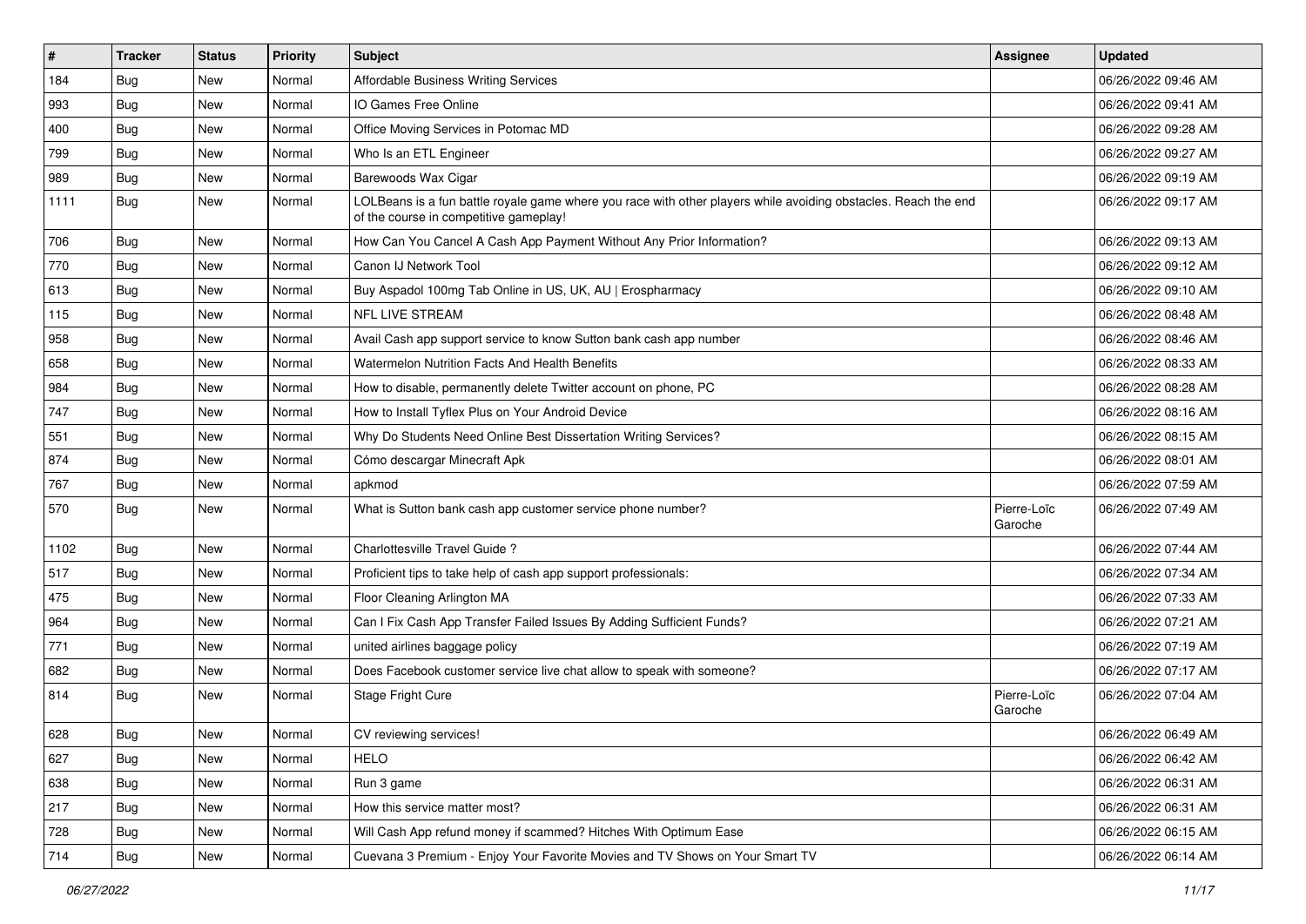| # | Tracker | Status | Priority | Subject | Assignee | Updated |
|---|---|---|---|---|---|---|
| 184 | Bug | New | Normal | Affordable Business Writing Services | | 06/26/2022 09:46 AM |
| 993 | Bug | New | Normal | IO Games Free Online | | 06/26/2022 09:41 AM |
| 400 | Bug | New | Normal | Office Moving Services in Potomac MD | | 06/26/2022 09:28 AM |
| 799 | Bug | New | Normal | Who Is an ETL Engineer | | 06/26/2022 09:27 AM |
| 989 | Bug | New | Normal | Barewoods Wax Cigar | | 06/26/2022 09:19 AM |
| 1111 | Bug | New | Normal | LOLBeans is a fun battle royale game where you race with other players while avoiding obstacles. Reach the end of the course in competitive gameplay! | | 06/26/2022 09:17 AM |
| 706 | Bug | New | Normal | How Can You Cancel A Cash App Payment Without Any Prior Information? | | 06/26/2022 09:13 AM |
| 770 | Bug | New | Normal | Canon IJ Network Tool | | 06/26/2022 09:12 AM |
| 613 | Bug | New | Normal | Buy Aspadol 100mg Tab Online in US, UK, AU \| Erospharmacy | | 06/26/2022 09:10 AM |
| 115 | Bug | New | Normal | NFL LIVE STREAM | | 06/26/2022 08:48 AM |
| 958 | Bug | New | Normal | Avail Cash app support service to know Sutton bank cash app number | | 06/26/2022 08:46 AM |
| 658 | Bug | New | Normal | Watermelon Nutrition Facts And Health Benefits | | 06/26/2022 08:33 AM |
| 984 | Bug | New | Normal | How to disable, permanently delete Twitter account on phone, PC | | 06/26/2022 08:28 AM |
| 747 | Bug | New | Normal | How to Install Tyflex Plus on Your Android Device | | 06/26/2022 08:16 AM |
| 551 | Bug | New | Normal | Why Do Students Need Online Best Dissertation Writing Services? | | 06/26/2022 08:15 AM |
| 874 | Bug | New | Normal | Cómo descargar Minecraft Apk | | 06/26/2022 08:01 AM |
| 767 | Bug | New | Normal | apkmod | | 06/26/2022 07:59 AM |
| 570 | Bug | New | Normal | What is Sutton bank cash app customer service phone number? | Pierre-Loïc Garoche | 06/26/2022 07:49 AM |
| 1102 | Bug | New | Normal | Charlottesville Travel Guide ? | | 06/26/2022 07:44 AM |
| 517 | Bug | New | Normal | Proficient tips to take help of cash app support professionals: | | 06/26/2022 07:34 AM |
| 475 | Bug | New | Normal | Floor Cleaning Arlington MA | | 06/26/2022 07:33 AM |
| 964 | Bug | New | Normal | Can I Fix Cash App Transfer Failed Issues By Adding Sufficient Funds? | | 06/26/2022 07:21 AM |
| 771 | Bug | New | Normal | united airlines baggage policy | | 06/26/2022 07:19 AM |
| 682 | Bug | New | Normal | Does Facebook customer service live chat allow to speak with someone? | | 06/26/2022 07:17 AM |
| 814 | Bug | New | Normal | Stage Fright Cure | Pierre-Loïc Garoche | 06/26/2022 07:04 AM |
| 628 | Bug | New | Normal | CV reviewing services! | | 06/26/2022 06:49 AM |
| 627 | Bug | New | Normal | HELO | | 06/26/2022 06:42 AM |
| 638 | Bug | New | Normal | Run 3 game | | 06/26/2022 06:31 AM |
| 217 | Bug | New | Normal | How this service matter most? | | 06/26/2022 06:31 AM |
| 728 | Bug | New | Normal | Will Cash App refund money if scammed? Hitches With Optimum Ease | | 06/26/2022 06:15 AM |
| 714 | Bug | New | Normal | Cuevana 3 Premium - Enjoy Your Favorite Movies and TV Shows on Your Smart TV | | 06/26/2022 06:14 AM |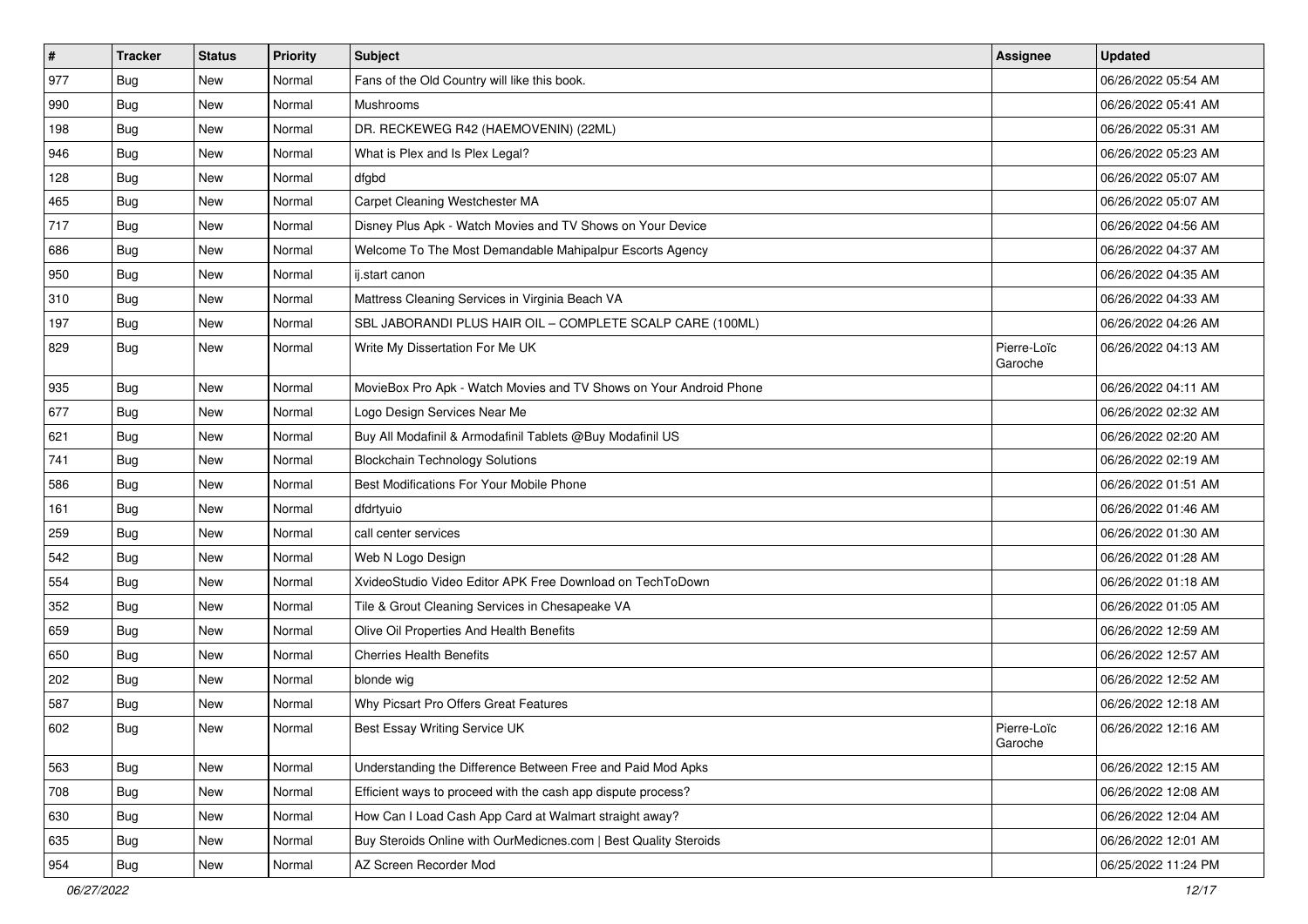| # | Tracker | Status | Priority | Subject | Assignee | Updated |
|---|---|---|---|---|---|---|
| 977 | Bug | New | Normal | Fans of the Old Country will like this book. | | 06/26/2022 05:54 AM |
| 990 | Bug | New | Normal | Mushrooms | | 06/26/2022 05:41 AM |
| 198 | Bug | New | Normal | DR. RECKEWEG R42 (HAEMOVENIN) (22ML) | | 06/26/2022 05:31 AM |
| 946 | Bug | New | Normal | What is Plex and Is Plex Legal? | | 06/26/2022 05:23 AM |
| 128 | Bug | New | Normal | dfgbd | | 06/26/2022 05:07 AM |
| 465 | Bug | New | Normal | Carpet Cleaning Westchester MA | | 06/26/2022 05:07 AM |
| 717 | Bug | New | Normal | Disney Plus Apk - Watch Movies and TV Shows on Your Device | | 06/26/2022 04:56 AM |
| 686 | Bug | New | Normal | Welcome To The Most Demandable Mahipalpur Escorts Agency | | 06/26/2022 04:37 AM |
| 950 | Bug | New | Normal | ij.start canon | | 06/26/2022 04:35 AM |
| 310 | Bug | New | Normal | Mattress Cleaning Services in Virginia Beach VA | | 06/26/2022 04:33 AM |
| 197 | Bug | New | Normal | SBL JABORANDI PLUS HAIR OIL – COMPLETE SCALP CARE (100ML) | | 06/26/2022 04:26 AM |
| 829 | Bug | New | Normal | Write My Dissertation For Me UK | Pierre-Loïc Garoche | 06/26/2022 04:13 AM |
| 935 | Bug | New | Normal | MovieBox Pro Apk - Watch Movies and TV Shows on Your Android Phone | | 06/26/2022 04:11 AM |
| 677 | Bug | New | Normal | Logo Design Services Near Me | | 06/26/2022 02:32 AM |
| 621 | Bug | New | Normal | Buy All Modafinil & Armodafinil Tablets @Buy Modafinil US | | 06/26/2022 02:20 AM |
| 741 | Bug | New | Normal | Blockchain Technology Solutions | | 06/26/2022 02:19 AM |
| 586 | Bug | New | Normal | Best Modifications For Your Mobile Phone | | 06/26/2022 01:51 AM |
| 161 | Bug | New | Normal | dfdrtyuio | | 06/26/2022 01:46 AM |
| 259 | Bug | New | Normal | call center services | | 06/26/2022 01:30 AM |
| 542 | Bug | New | Normal | Web N Logo Design | | 06/26/2022 01:28 AM |
| 554 | Bug | New | Normal | XvideoStudio Video Editor APK Free Download on TechToDown | | 06/26/2022 01:18 AM |
| 352 | Bug | New | Normal | Tile & Grout Cleaning Services in Chesapeake VA | | 06/26/2022 01:05 AM |
| 659 | Bug | New | Normal | Olive Oil Properties And Health Benefits | | 06/26/2022 12:59 AM |
| 650 | Bug | New | Normal | Cherries Health Benefits | | 06/26/2022 12:57 AM |
| 202 | Bug | New | Normal | blonde wig | | 06/26/2022 12:52 AM |
| 587 | Bug | New | Normal | Why Picsart Pro Offers Great Features | | 06/26/2022 12:18 AM |
| 602 | Bug | New | Normal | Best Essay Writing Service UK | Pierre-Loïc Garoche | 06/26/2022 12:16 AM |
| 563 | Bug | New | Normal | Understanding the Difference Between Free and Paid Mod Apks | | 06/26/2022 12:15 AM |
| 708 | Bug | New | Normal | Efficient ways to proceed with the cash app dispute process? | | 06/26/2022 12:08 AM |
| 630 | Bug | New | Normal | How Can I Load Cash App Card at Walmart straight away? | | 06/26/2022 12:04 AM |
| 635 | Bug | New | Normal | Buy Steroids Online with OurMedicnes.com \| Best Quality Steroids | | 06/26/2022 12:01 AM |
| 954 | Bug | New | Normal | AZ Screen Recorder Mod | | 06/25/2022 11:24 PM |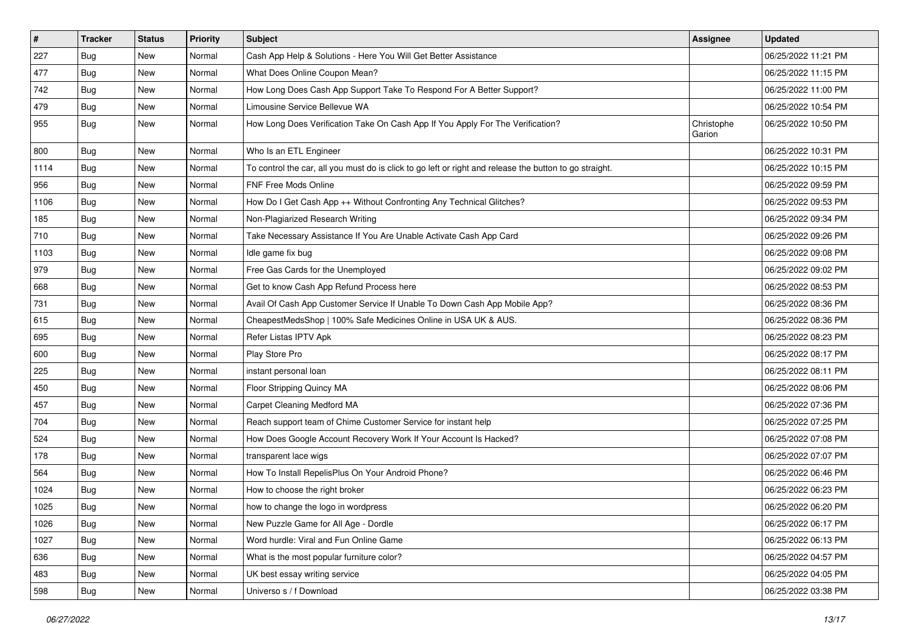| # | Tracker | Status | Priority | Subject | Assignee | Updated |
|---|---|---|---|---|---|---|
| 227 | Bug | New | Normal | Cash App Help & Solutions - Here You Will Get Better Assistance | | 06/25/2022 11:21 PM |
| 477 | Bug | New | Normal | What Does Online Coupon Mean? | | 06/25/2022 11:15 PM |
| 742 | Bug | New | Normal | How Long Does Cash App Support Take To Respond For A Better Support? | | 06/25/2022 11:00 PM |
| 479 | Bug | New | Normal | Limousine Service Bellevue WA | | 06/25/2022 10:54 PM |
| 955 | Bug | New | Normal | How Long Does Verification Take On Cash App If You Apply For The Verification? | Christophe Garion | 06/25/2022 10:50 PM |
| 800 | Bug | New | Normal | Who Is an ETL Engineer | | 06/25/2022 10:31 PM |
| 1114 | Bug | New | Normal | To control the car, all you must do is click to go left or right and release the button to go straight. | | 06/25/2022 10:15 PM |
| 956 | Bug | New | Normal | FNF Free Mods Online | | 06/25/2022 09:59 PM |
| 1106 | Bug | New | Normal | How Do I Get Cash App ++ Without Confronting Any Technical Glitches? | | 06/25/2022 09:53 PM |
| 185 | Bug | New | Normal | Non-Plagiarized Research Writing | | 06/25/2022 09:34 PM |
| 710 | Bug | New | Normal | Take Necessary Assistance If You Are Unable Activate Cash App Card | | 06/25/2022 09:26 PM |
| 1103 | Bug | New | Normal | Idle game fix bug | | 06/25/2022 09:08 PM |
| 979 | Bug | New | Normal | Free Gas Cards for the Unemployed | | 06/25/2022 09:02 PM |
| 668 | Bug | New | Normal | Get to know Cash App Refund Process here | | 06/25/2022 08:53 PM |
| 731 | Bug | New | Normal | Avail Of Cash App Customer Service If Unable To Down Cash App Mobile App? | | 06/25/2022 08:36 PM |
| 615 | Bug | New | Normal | CheapestMedsShop \| 100% Safe Medicines Online in USA UK & AUS. | | 06/25/2022 08:36 PM |
| 695 | Bug | New | Normal | Refer Listas IPTV Apk | | 06/25/2022 08:23 PM |
| 600 | Bug | New | Normal | Play Store Pro | | 06/25/2022 08:17 PM |
| 225 | Bug | New | Normal | instant personal loan | | 06/25/2022 08:11 PM |
| 450 | Bug | New | Normal | Floor Stripping Quincy MA | | 06/25/2022 08:06 PM |
| 457 | Bug | New | Normal | Carpet Cleaning Medford MA | | 06/25/2022 07:36 PM |
| 704 | Bug | New | Normal | Reach support team of Chime Customer Service for instant help | | 06/25/2022 07:25 PM |
| 524 | Bug | New | Normal | How Does Google Account Recovery Work If Your Account Is Hacked? | | 06/25/2022 07:08 PM |
| 178 | Bug | New | Normal | transparent lace wigs | | 06/25/2022 07:07 PM |
| 564 | Bug | New | Normal | How To Install RepelisPlus On Your Android Phone? | | 06/25/2022 06:46 PM |
| 1024 | Bug | New | Normal | How to choose the right broker | | 06/25/2022 06:23 PM |
| 1025 | Bug | New | Normal | how to change the logo in wordpress | | 06/25/2022 06:20 PM |
| 1026 | Bug | New | Normal | New Puzzle Game for All Age - Dordle | | 06/25/2022 06:17 PM |
| 1027 | Bug | New | Normal | Word hurdle: Viral and Fun Online Game | | 06/25/2022 06:13 PM |
| 636 | Bug | New | Normal | What is the most popular furniture color? | | 06/25/2022 04:57 PM |
| 483 | Bug | New | Normal | UK best essay writing service | | 06/25/2022 04:05 PM |
| 598 | Bug | New | Normal | Universo s / f Download | | 06/25/2022 03:38 PM |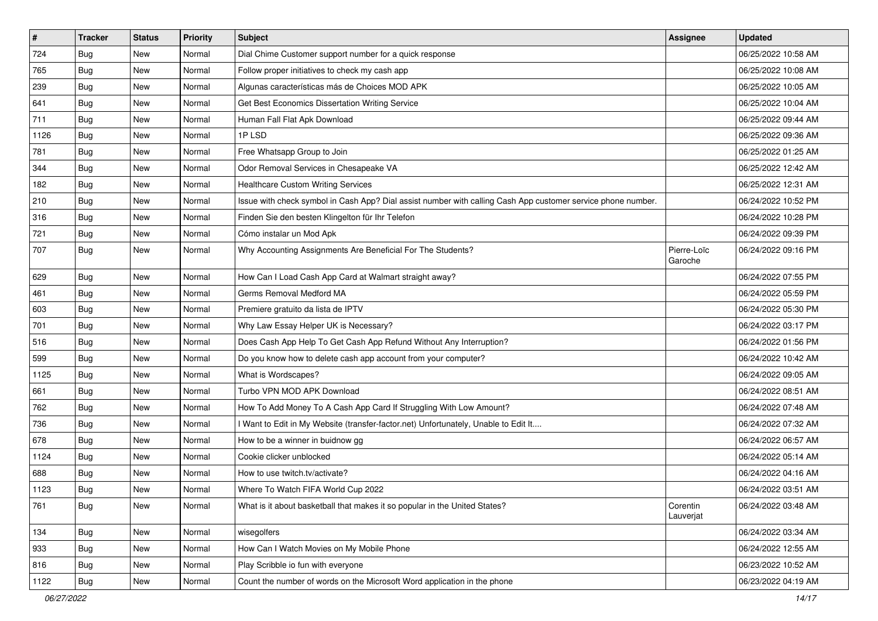| # | Tracker | Status | Priority | Subject | Assignee | Updated |
|---|---|---|---|---|---|---|
| 724 | Bug | New | Normal | Dial Chime Customer support number for a quick response | | 06/25/2022 10:58 AM |
| 765 | Bug | New | Normal | Follow proper initiatives to check my cash app | | 06/25/2022 10:08 AM |
| 239 | Bug | New | Normal | Algunas características más de Choices MOD APK | | 06/25/2022 10:05 AM |
| 641 | Bug | New | Normal | Get Best Economics Dissertation Writing Service | | 06/25/2022 10:04 AM |
| 711 | Bug | New | Normal | Human Fall Flat Apk Download | | 06/25/2022 09:44 AM |
| 1126 | Bug | New | Normal | 1P LSD | | 06/25/2022 09:36 AM |
| 781 | Bug | New | Normal | Free Whatsapp Group to Join | | 06/25/2022 01:25 AM |
| 344 | Bug | New | Normal | Odor Removal Services in Chesapeake VA | | 06/25/2022 12:42 AM |
| 182 | Bug | New | Normal | Healthcare Custom Writing Services | | 06/25/2022 12:31 AM |
| 210 | Bug | New | Normal | Issue with check symbol in Cash App? Dial assist number with calling Cash App customer service phone number. | | 06/24/2022 10:52 PM |
| 316 | Bug | New | Normal | Finden Sie den besten Klingelton für Ihr Telefon | | 06/24/2022 10:28 PM |
| 721 | Bug | New | Normal | Cómo instalar un Mod Apk | | 06/24/2022 09:39 PM |
| 707 | Bug | New | Normal | Why Accounting Assignments Are Beneficial For The Students? | Pierre-Loïc Garoche | 06/24/2022 09:16 PM |
| 629 | Bug | New | Normal | How Can I Load Cash App Card at Walmart straight away? | | 06/24/2022 07:55 PM |
| 461 | Bug | New | Normal | Germs Removal Medford MA | | 06/24/2022 05:59 PM |
| 603 | Bug | New | Normal | Premiere gratuito da lista de IPTV | | 06/24/2022 05:30 PM |
| 701 | Bug | New | Normal | Why Law Essay Helper UK is Necessary? | | 06/24/2022 03:17 PM |
| 516 | Bug | New | Normal | Does Cash App Help To Get Cash App Refund Without Any Interruption? | | 06/24/2022 01:56 PM |
| 599 | Bug | New | Normal | Do you know how to delete cash app account from your computer? | | 06/24/2022 10:42 AM |
| 1125 | Bug | New | Normal | What is Wordscapes? | | 06/24/2022 09:05 AM |
| 661 | Bug | New | Normal | Turbo VPN MOD APK Download | | 06/24/2022 08:51 AM |
| 762 | Bug | New | Normal | How To Add Money To A Cash App Card If Struggling With Low Amount? | | 06/24/2022 07:48 AM |
| 736 | Bug | New | Normal | I Want to Edit in My Website (transfer-factor.net) Unfortunately, Unable to Edit It.... | | 06/24/2022 07:32 AM |
| 678 | Bug | New | Normal | How to be a winner in buidnow gg | | 06/24/2022 06:57 AM |
| 1124 | Bug | New | Normal | Cookie clicker unblocked | | 06/24/2022 05:14 AM |
| 688 | Bug | New | Normal | How to use twitch.tv/activate? | | 06/24/2022 04:16 AM |
| 1123 | Bug | New | Normal | Where To Watch FIFA World Cup 2022 | | 06/24/2022 03:51 AM |
| 761 | Bug | New | Normal | What is it about basketball that makes it so popular in the United States? | Corentin Lauverjat | 06/24/2022 03:48 AM |
| 134 | Bug | New | Normal | wisegolfers | | 06/24/2022 03:34 AM |
| 933 | Bug | New | Normal | How Can I Watch Movies on My Mobile Phone | | 06/24/2022 12:55 AM |
| 816 | Bug | New | Normal | Play Scribble io fun with everyone | | 06/23/2022 10:52 AM |
| 1122 | Bug | New | Normal | Count the number of words on the Microsoft Word application in the phone | | 06/23/2022 04:19 AM |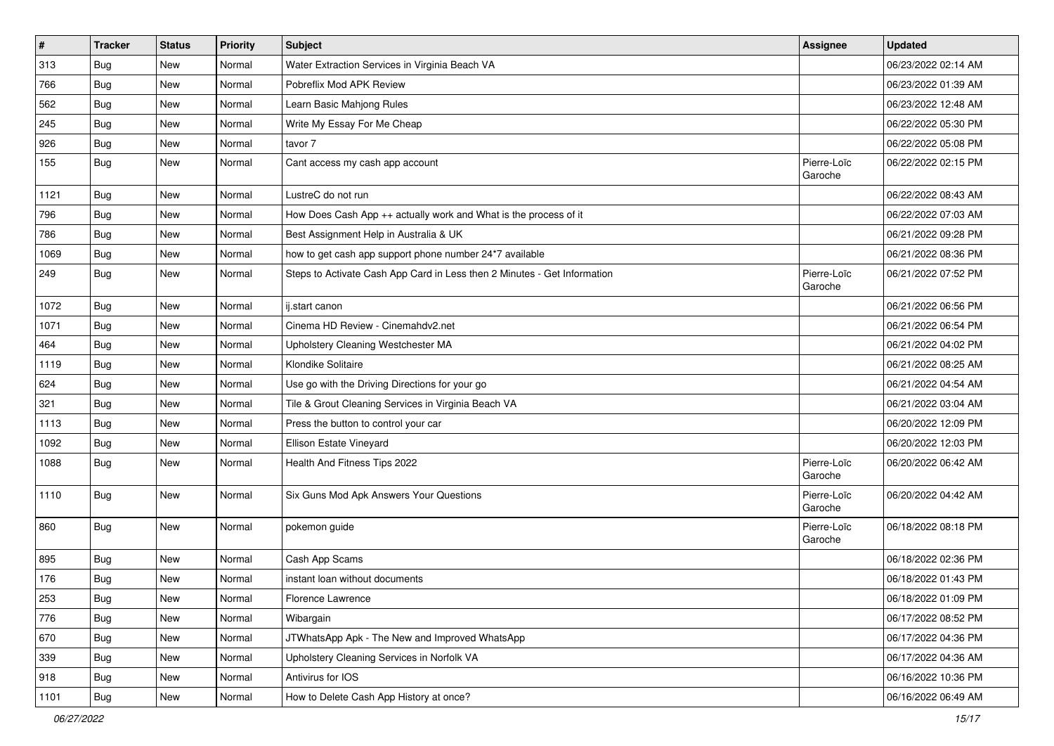| # | Tracker | Status | Priority | Subject | Assignee | Updated |
|---|---|---|---|---|---|---|
| 313 | Bug | New | Normal | Water Extraction Services in Virginia Beach VA | | 06/23/2022 02:14 AM |
| 766 | Bug | New | Normal | Pobreflix Mod APK Review | | 06/23/2022 01:39 AM |
| 562 | Bug | New | Normal | Learn Basic Mahjong Rules | | 06/23/2022 12:48 AM |
| 245 | Bug | New | Normal | Write My Essay For Me Cheap | | 06/22/2022 05:30 PM |
| 926 | Bug | New | Normal | tavor 7 | | 06/22/2022 05:08 PM |
| 155 | Bug | New | Normal | Cant access my cash app account | Pierre-Loïc Garoche | 06/22/2022 02:15 PM |
| 1121 | Bug | New | Normal | LustreC do not run | | 06/22/2022 08:43 AM |
| 796 | Bug | New | Normal | How Does Cash App ++ actually work and What is the process of it | | 06/22/2022 07:03 AM |
| 786 | Bug | New | Normal | Best Assignment Help in Australia & UK | | 06/21/2022 09:28 PM |
| 1069 | Bug | New | Normal | how to get cash app support phone number 24*7 available | | 06/21/2022 08:36 PM |
| 249 | Bug | New | Normal | Steps to Activate Cash App Card in Less then 2 Minutes - Get Information | Pierre-Loïc Garoche | 06/21/2022 07:52 PM |
| 1072 | Bug | New | Normal | ij.start canon | | 06/21/2022 06:56 PM |
| 1071 | Bug | New | Normal | Cinema HD Review - Cinemahdv2.net | | 06/21/2022 06:54 PM |
| 464 | Bug | New | Normal | Upholstery Cleaning Westchester MA | | 06/21/2022 04:02 PM |
| 1119 | Bug | New | Normal | Klondike Solitaire | | 06/21/2022 08:25 AM |
| 624 | Bug | New | Normal | Use go with the Driving Directions for your go | | 06/21/2022 04:54 AM |
| 321 | Bug | New | Normal | Tile & Grout Cleaning Services in Virginia Beach VA | | 06/21/2022 03:04 AM |
| 1113 | Bug | New | Normal | Press the button to control your car | | 06/20/2022 12:09 PM |
| 1092 | Bug | New | Normal | Ellison Estate Vineyard | | 06/20/2022 12:03 PM |
| 1088 | Bug | New | Normal | Health And Fitness Tips 2022 | Pierre-Loïc Garoche | 06/20/2022 06:42 AM |
| 1110 | Bug | New | Normal | Six Guns Mod Apk Answers Your Questions | Pierre-Loïc Garoche | 06/20/2022 04:42 AM |
| 860 | Bug | New | Normal | pokemon guide | Pierre-Loïc Garoche | 06/18/2022 08:18 PM |
| 895 | Bug | New | Normal | Cash App Scams | | 06/18/2022 02:36 PM |
| 176 | Bug | New | Normal | instant loan without documents | | 06/18/2022 01:43 PM |
| 253 | Bug | New | Normal | Florence Lawrence | | 06/18/2022 01:09 PM |
| 776 | Bug | New | Normal | Wibargain | | 06/17/2022 08:52 PM |
| 670 | Bug | New | Normal | JTWhatsApp Apk - The New and Improved WhatsApp | | 06/17/2022 04:36 PM |
| 339 | Bug | New | Normal | Upholstery Cleaning Services in Norfolk VA | | 06/17/2022 04:36 AM |
| 918 | Bug | New | Normal | Antivirus for IOS | | 06/16/2022 10:36 PM |
| 1101 | Bug | New | Normal | How to Delete Cash App History at once? | | 06/16/2022 06:49 AM |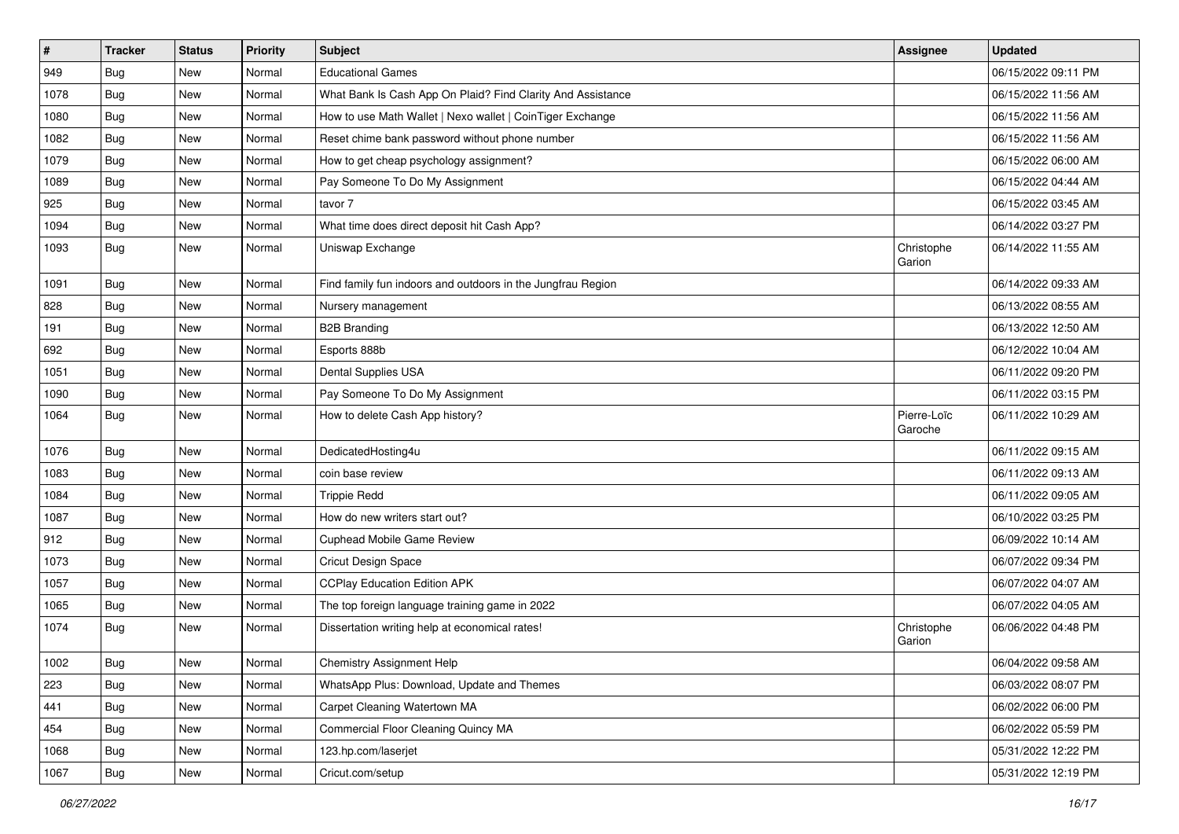| # | Tracker | Status | Priority | Subject | Assignee | Updated |
|---|---|---|---|---|---|---|
| 949 | Bug | New | Normal | Educational Games | | 06/15/2022 09:11 PM |
| 1078 | Bug | New | Normal | What Bank Is Cash App On Plaid? Find Clarity And Assistance | | 06/15/2022 11:56 AM |
| 1080 | Bug | New | Normal | How to use Math Wallet \| Nexo wallet \| CoinTiger Exchange | | 06/15/2022 11:56 AM |
| 1082 | Bug | New | Normal | Reset chime bank password without phone number | | 06/15/2022 11:56 AM |
| 1079 | Bug | New | Normal | How to get cheap psychology assignment? | | 06/15/2022 06:00 AM |
| 1089 | Bug | New | Normal | Pay Someone To Do My Assignment | | 06/15/2022 04:44 AM |
| 925 | Bug | New | Normal | tavor 7 | | 06/15/2022 03:45 AM |
| 1094 | Bug | New | Normal | What time does direct deposit hit Cash App? | | 06/14/2022 03:27 PM |
| 1093 | Bug | New | Normal | Uniswap Exchange | Christophe Garion | 06/14/2022 11:55 AM |
| 1091 | Bug | New | Normal | Find family fun indoors and outdoors in the Jungfrau Region | | 06/14/2022 09:33 AM |
| 828 | Bug | New | Normal | Nursery management | | 06/13/2022 08:55 AM |
| 191 | Bug | New | Normal | B2B Branding | | 06/13/2022 12:50 AM |
| 692 | Bug | New | Normal | Esports 888b | | 06/12/2022 10:04 AM |
| 1051 | Bug | New | Normal | Dental Supplies USA | | 06/11/2022 09:20 PM |
| 1090 | Bug | New | Normal | Pay Someone To Do My Assignment | | 06/11/2022 03:15 PM |
| 1064 | Bug | New | Normal | How to delete Cash App history? | Pierre-Loïc Garoche | 06/11/2022 10:29 AM |
| 1076 | Bug | New | Normal | DedicatedHosting4u | | 06/11/2022 09:15 AM |
| 1083 | Bug | New | Normal | coin base review | | 06/11/2022 09:13 AM |
| 1084 | Bug | New | Normal | Trippie Redd | | 06/11/2022 09:05 AM |
| 1087 | Bug | New | Normal | How do new writers start out? | | 06/10/2022 03:25 PM |
| 912 | Bug | New | Normal | Cuphead Mobile Game Review | | 06/09/2022 10:14 AM |
| 1073 | Bug | New | Normal | Cricut Design Space | | 06/07/2022 09:34 PM |
| 1057 | Bug | New | Normal | CCPlay Education Edition APK | | 06/07/2022 04:07 AM |
| 1065 | Bug | New | Normal | The top foreign language training game in 2022 | | 06/07/2022 04:05 AM |
| 1074 | Bug | New | Normal | Dissertation writing help at economical rates! | Christophe Garion | 06/06/2022 04:48 PM |
| 1002 | Bug | New | Normal | Chemistry Assignment Help | | 06/04/2022 09:58 AM |
| 223 | Bug | New | Normal | WhatsApp Plus: Download, Update and Themes | | 06/03/2022 08:07 PM |
| 441 | Bug | New | Normal | Carpet Cleaning Watertown MA | | 06/02/2022 06:00 PM |
| 454 | Bug | New | Normal | Commercial Floor Cleaning Quincy MA | | 06/02/2022 05:59 PM |
| 1068 | Bug | New | Normal | 123.hp.com/laserjet | | 05/31/2022 12:22 PM |
| 1067 | Bug | New | Normal | Cricut.com/setup | | 05/31/2022 12:19 PM |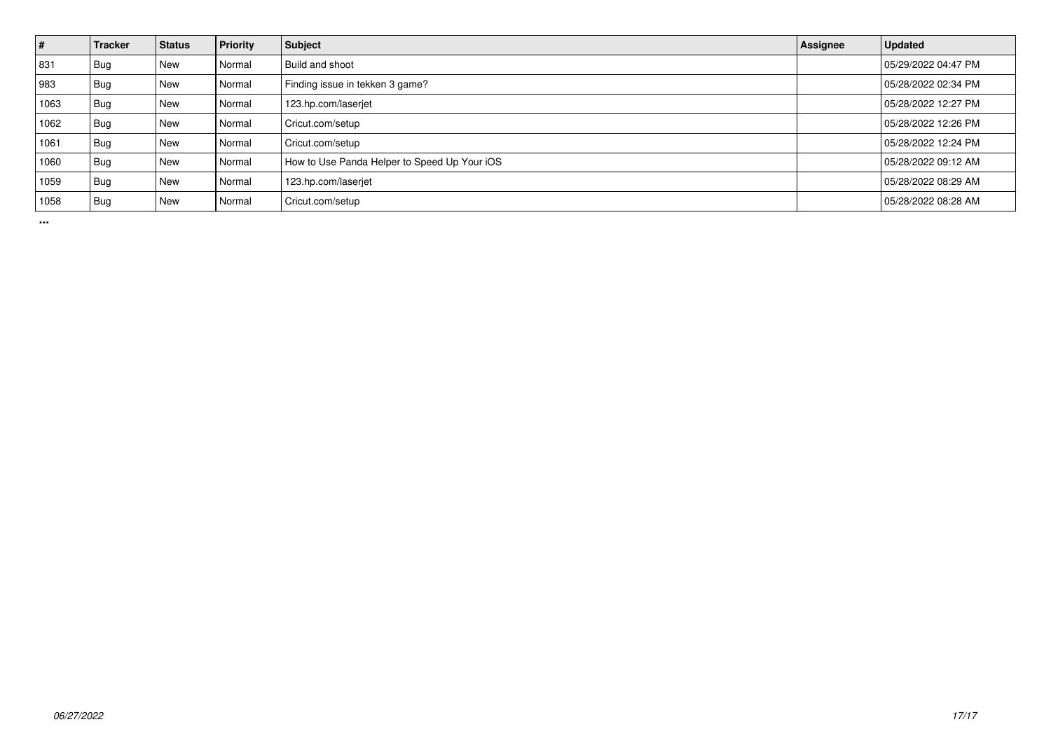| # | Tracker | Status | Priority | Subject | Assignee | Updated |
| --- | --- | --- | --- | --- | --- | --- |
| 831 | Bug | New | Normal | Build and shoot | | 05/29/2022 04:47 PM |
| 983 | Bug | New | Normal | Finding issue in tekken 3 game? | | 05/28/2022 02:34 PM |
| 1063 | Bug | New | Normal | 123.hp.com/laserjet | | 05/28/2022 12:27 PM |
| 1062 | Bug | New | Normal | Cricut.com/setup | | 05/28/2022 12:26 PM |
| 1061 | Bug | New | Normal | Cricut.com/setup | | 05/28/2022 12:24 PM |
| 1060 | Bug | New | Normal | How to Use Panda Helper to Speed Up Your iOS | | 05/28/2022 09:12 AM |
| 1059 | Bug | New | Normal | 123.hp.com/laserjet | | 05/28/2022 08:29 AM |
| 1058 | Bug | New | Normal | Cricut.com/setup | | 05/28/2022 08:28 AM |

...